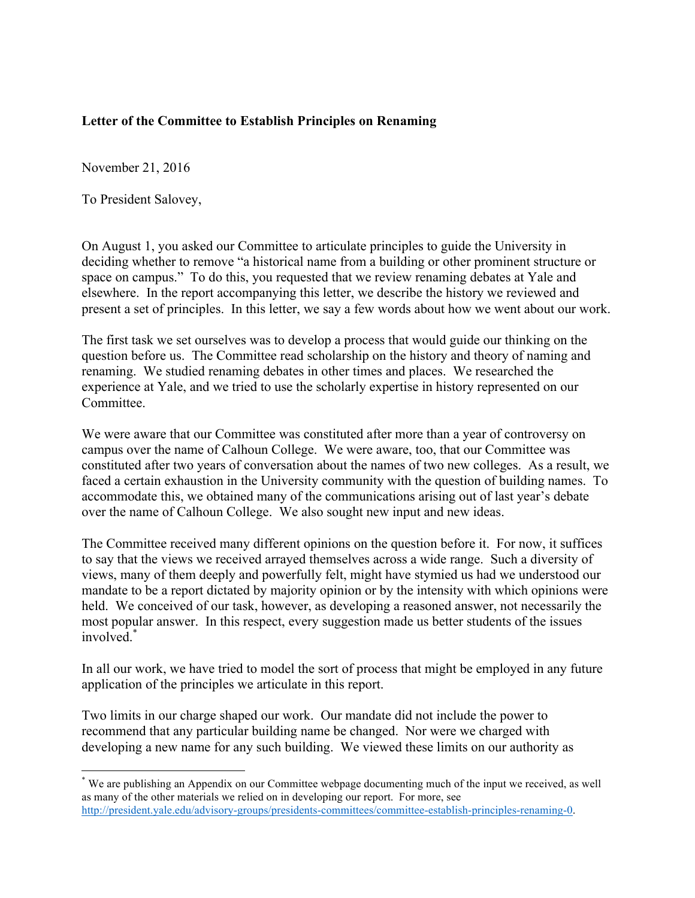**Letter of the Committee to Establish Principles on Renaming**

November 21, 2016

To President Salovey,

On August 1, you asked our Committee to articulate principles to guide the University in deciding whether to remove "a historical name from a building or other prominent structure or space on campus." To do this, you requested that we review renaming debates at Yale and elsewhere. In the report accompanying this letter, we describe the history we reviewed and present a set of principles. In this letter, we say a few words about how we went about our work.

The first task we set ourselves was to develop a process that would guide our thinking on the question before us. The Committee read scholarship on the history and theory of naming and renaming. We studied renaming debates in other times and places. We researched the experience at Yale, and we tried to use the scholarly expertise in history represented on our Committee.

We were aware that our Committee was constituted after more than a year of controversy on campus over the name of Calhoun College. We were aware, too, that our Committee was constituted after two years of conversation about the names of two new colleges. As a result, we faced a certain exhaustion in the University community with the question of building names. To accommodate this, we obtained many of the communications arising out of last year's debate over the name of Calhoun College. We also sought new input and new ideas.

The Committee received many different opinions on the question before it. For now, it suffices to say that the views we received arrayed themselves across a wide range. Such a diversity of views, many of them deeply and powerfully felt, might have stymied us had we understood our mandate to be a report dictated by majority opinion or by the intensity with which opinions were held. We conceived of our task, however, as developing a reasoned answer, not necessarily the most popular answer. In this respect, every suggestion made us better students of the issues involved.*

In all our work, we have tried to model the sort of process that might be employed in any future application of the principles we articulate in this report.

Two limits in our charge shaped our work. Our mandate did not include the power to recommend that any particular building name be changed. Nor were we charged with developing a new name for any such building. We viewed these limits on our authority as

* We are publishing an Appendix on our Committee webpage documenting much of the input we received, as well as many of the other materials we relied on in developing our report. For more, see http://president.yale.edu/advisory-groups/presidents-committees/committee-establish-principles-renaming-0.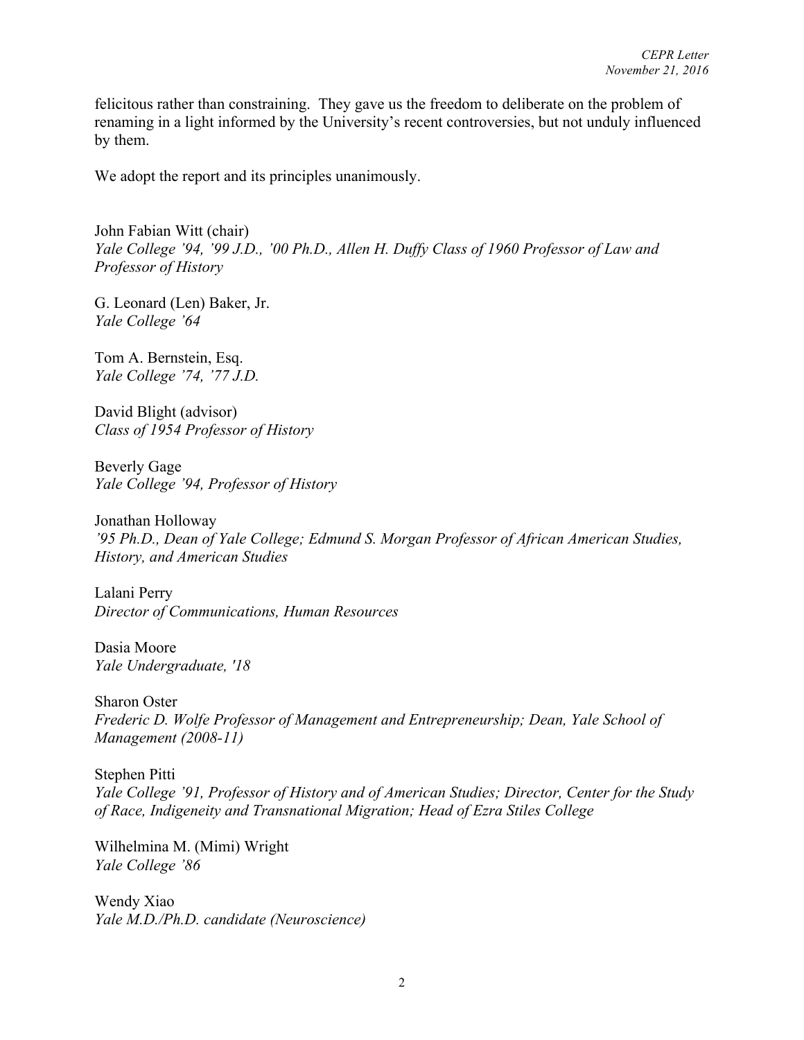felicitous rather than constraining. They gave us the freedom to deliberate on the problem of renaming in a light informed by the University's recent controversies, but not unduly influenced by them.

We adopt the report and its principles unanimously.

John Fabian Witt (chair)
*Yale College '94, '99 J.D., '00 Ph.D., Allen H. Duffy Class of 1960 Professor of Law and Professor of History*

G. Leonard (Len) Baker, Jr.
*Yale College '64*

Tom A. Bernstein, Esq.
*Yale College '74, '77 J.D.*

David Blight (advisor)
*Class of 1954 Professor of History*

Beverly Gage
*Yale College '94, Professor of History*

Jonathan Holloway
*'95 Ph.D., Dean of Yale College; Edmund S. Morgan Professor of African American Studies, History, and American Studies*

Lalani Perry
*Director of Communications, Human Resources*

Dasia Moore
*Yale Undergraduate, '18*

Sharon Oster
*Frederic D. Wolfe Professor of Management and Entrepreneurship; Dean, Yale School of Management (2008-11)*

Stephen Pitti
*Yale College '91, Professor of History and of American Studies; Director, Center for the Study of Race, Indigeneity and Transnational Migration; Head of Ezra Stiles College*

Wilhelmina M. (Mimi) Wright
*Yale College '86*

Wendy Xiao
*Yale M.D./Ph.D. candidate (Neuroscience)*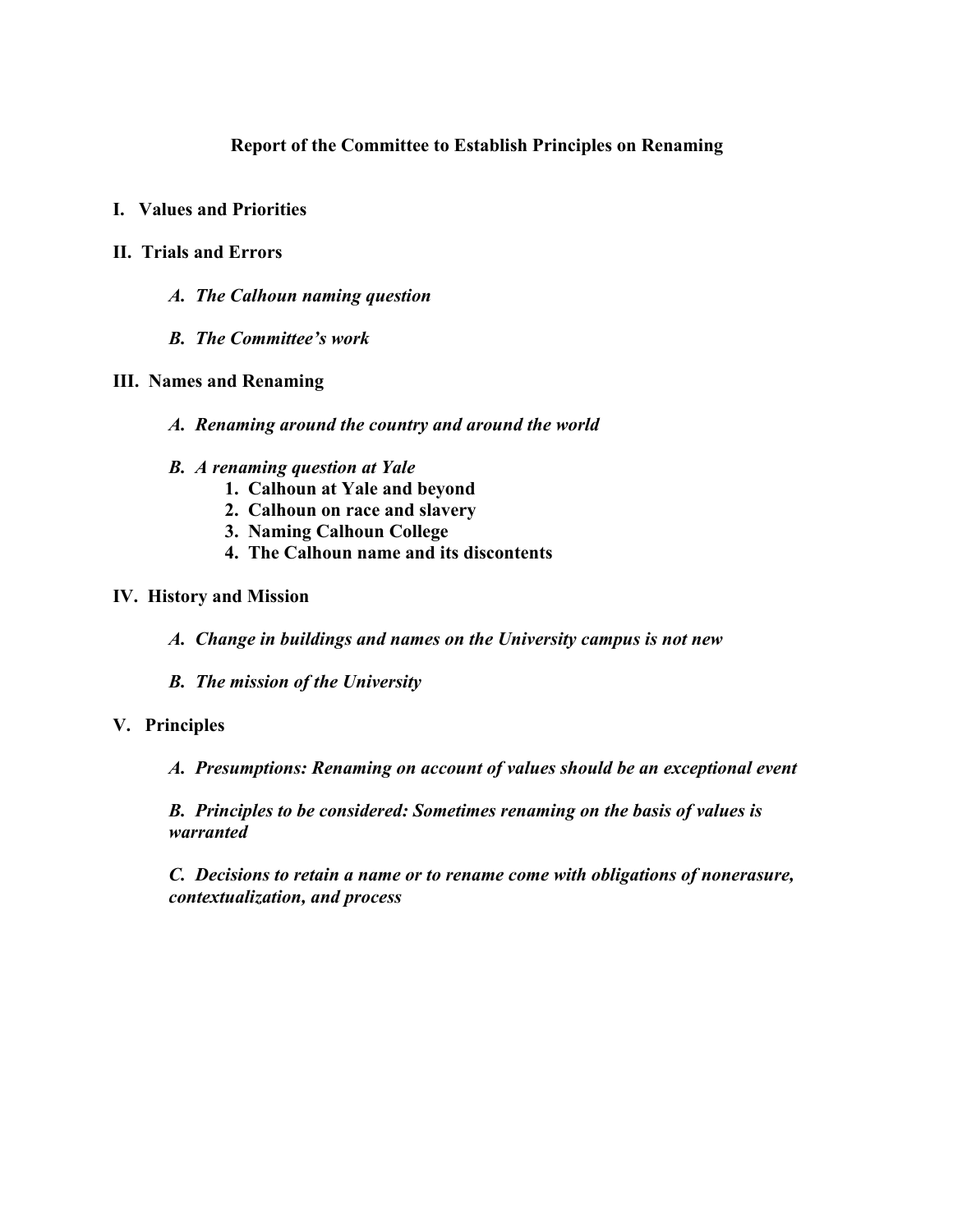**Report of the Committee to Establish Principles on Renaming**

**I. Values and Priorities**

**II. Trials and Errors**

- ***A. The Calhoun naming question***
- ***B. The Committee's work***

**III. Names and Renaming**

- ***A. Renaming around the country and around the world***
- ***B. A renaming question at Yale***
  1. **Calhoun at Yale and beyond**
  2. **Calhoun on race and slavery**
  3. **Naming Calhoun College**
  4. **The Calhoun name and its discontents**

**IV. History and Mission**

- ***A. Change in buildings and names on the University campus is not new***
- ***B. The mission of the University***

**V. Principles**

- ***A. Presumptions: Renaming on account of values should be an exceptional event***
- ***B. Principles to be considered: Sometimes renaming on the basis of values is warranted***
- ***C. Decisions to retain a name or to rename come with obligations of nonerasure, contextualization, and process***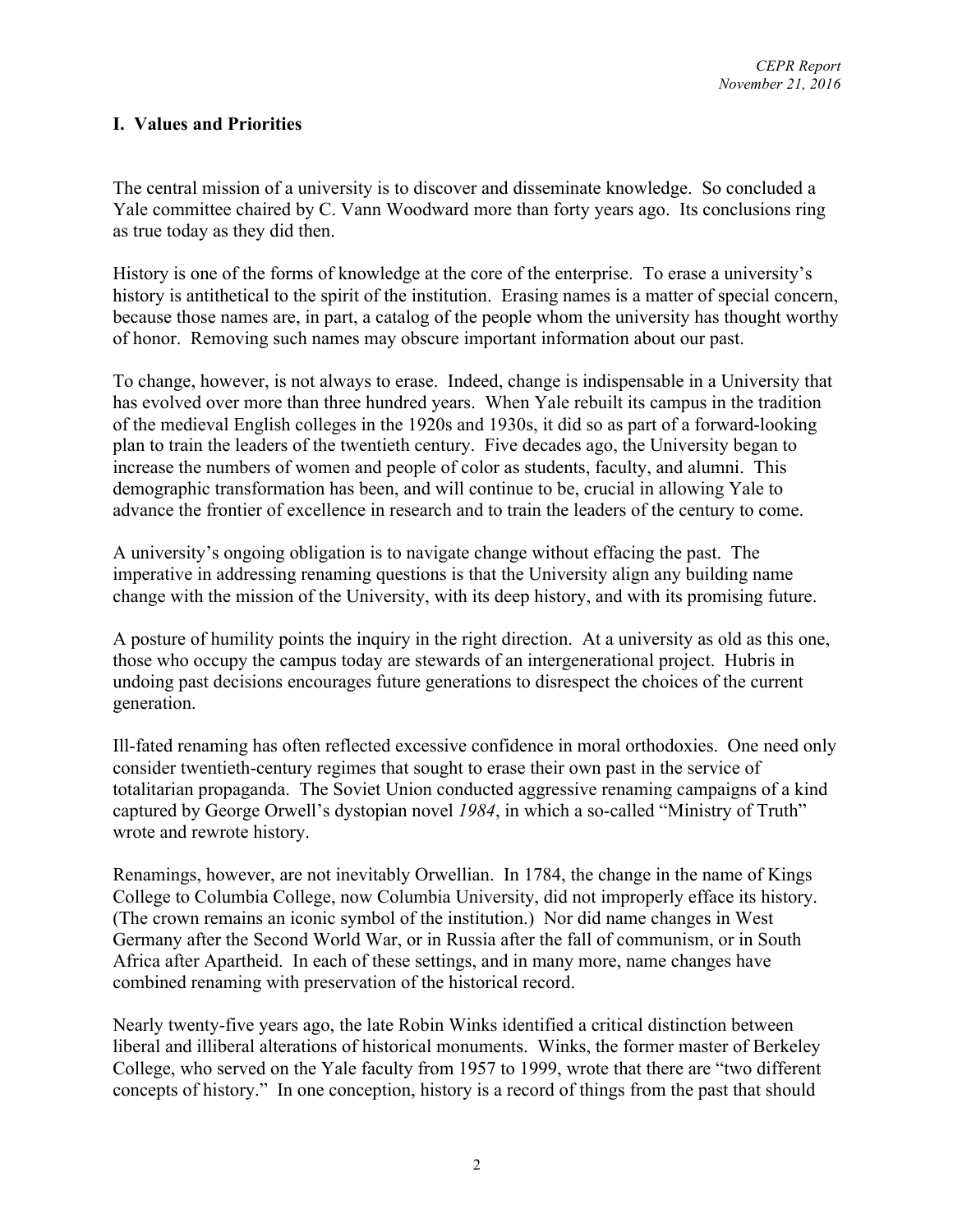## I. Values and Priorities

The central mission of a university is to discover and disseminate knowledge. So concluded a Yale committee chaired by C. Vann Woodward more than forty years ago. Its conclusions ring as true today as they did then.

History is one of the forms of knowledge at the core of the enterprise. To erase a university's history is antithetical to the spirit of the institution. Erasing names is a matter of special concern, because those names are, in part, a catalog of the people whom the university has thought worthy of honor. Removing such names may obscure important information about our past.

To change, however, is not always to erase. Indeed, change is indispensable in a University that has evolved over more than three hundred years. When Yale rebuilt its campus in the tradition of the medieval English colleges in the 1920s and 1930s, it did so as part of a forward-looking plan to train the leaders of the twentieth century. Five decades ago, the University began to increase the numbers of women and people of color as students, faculty, and alumni. This demographic transformation has been, and will continue to be, crucial in allowing Yale to advance the frontier of excellence in research and to train the leaders of the century to come.

A university's ongoing obligation is to navigate change without effacing the past. The imperative in addressing renaming questions is that the University align any building name change with the mission of the University, with its deep history, and with its promising future.

A posture of humility points the inquiry in the right direction. At a university as old as this one, those who occupy the campus today are stewards of an intergenerational project. Hubris in undoing past decisions encourages future generations to disrespect the choices of the current generation.

Ill-fated renaming has often reflected excessive confidence in moral orthodoxies. One need only consider twentieth-century regimes that sought to erase their own past in the service of totalitarian propaganda. The Soviet Union conducted aggressive renaming campaigns of a kind captured by George Orwell's dystopian novel *1984*, in which a so-called "Ministry of Truth" wrote and rewrote history.

Renamings, however, are not inevitably Orwellian. In 1784, the change in the name of Kings College to Columbia College, now Columbia University, did not improperly efface its history. (The crown remains an iconic symbol of the institution.) Nor did name changes in West Germany after the Second World War, or in Russia after the fall of communism, or in South Africa after Apartheid. In each of these settings, and in many more, name changes have combined renaming with preservation of the historical record.

Nearly twenty-five years ago, the late Robin Winks identified a critical distinction between liberal and illiberal alterations of historical monuments. Winks, the former master of Berkeley College, who served on the Yale faculty from 1957 to 1999, wrote that there are "two different concepts of history." In one conception, history is a record of things from the past that should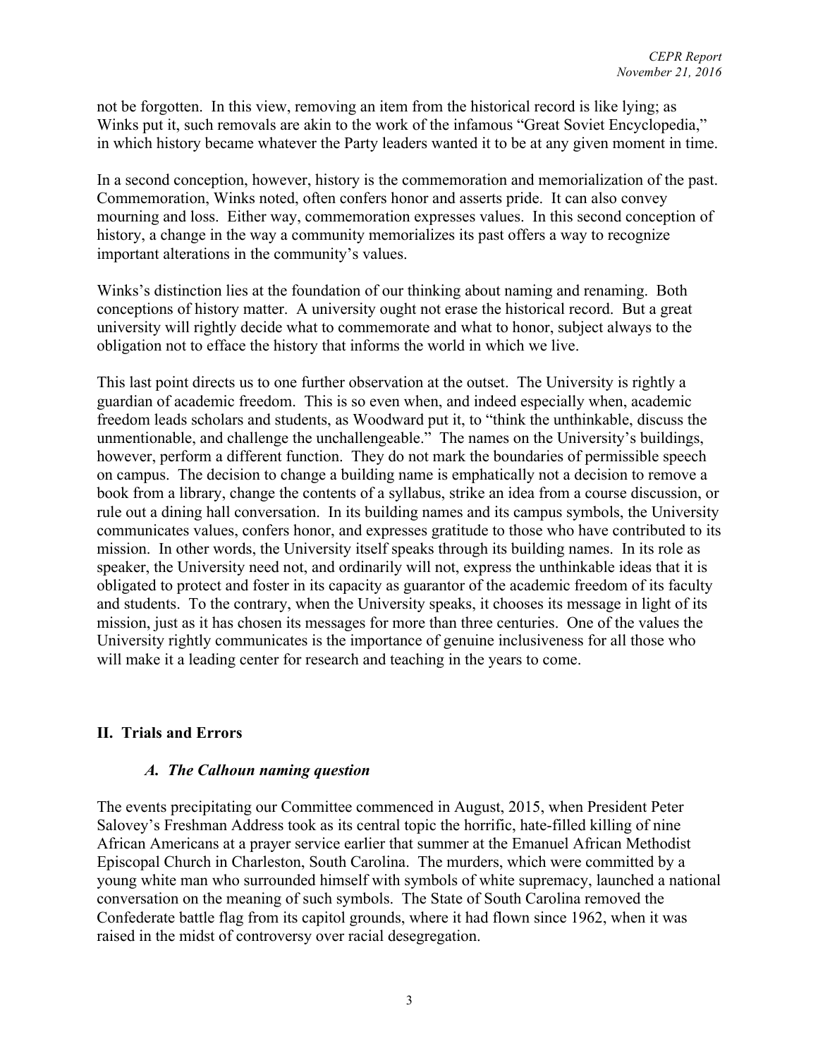not be forgotten. In this view, removing an item from the historical record is like lying; as Winks put it, such removals are akin to the work of the infamous "Great Soviet Encyclopedia," in which history became whatever the Party leaders wanted it to be at any given moment in time.

In a second conception, however, history is the commemoration and memorialization of the past. Commemoration, Winks noted, often confers honor and asserts pride. It can also convey mourning and loss. Either way, commemoration expresses values. In this second conception of history, a change in the way a community memorializes its past offers a way to recognize important alterations in the community's values.

Winks's distinction lies at the foundation of our thinking about naming and renaming. Both conceptions of history matter. A university ought not erase the historical record. But a great university will rightly decide what to commemorate and what to honor, subject always to the obligation not to efface the history that informs the world in which we live.

This last point directs us to one further observation at the outset. The University is rightly a guardian of academic freedom. This is so even when, and indeed especially when, academic freedom leads scholars and students, as Woodward put it, to "think the unthinkable, discuss the unmentionable, and challenge the unchallengeable." The names on the University's buildings, however, perform a different function. They do not mark the boundaries of permissible speech on campus. The decision to change a building name is emphatically not a decision to remove a book from a library, change the contents of a syllabus, strike an idea from a course discussion, or rule out a dining hall conversation. In its building names and its campus symbols, the University communicates values, confers honor, and expresses gratitude to those who have contributed to its mission. In other words, the University itself speaks through its building names. In its role as speaker, the University need not, and ordinarily will not, express the unthinkable ideas that it is obligated to protect and foster in its capacity as guarantor of the academic freedom of its faculty and students. To the contrary, when the University speaks, it chooses its message in light of its mission, just as it has chosen its messages for more than three centuries. One of the values the University rightly communicates is the importance of genuine inclusiveness for all those who will make it a leading center for research and teaching in the years to come.

## II. Trials and Errors

### *A. The Calhoun naming question*

The events precipitating our Committee commenced in August, 2015, when President Peter Salovey's Freshman Address took as its central topic the horrific, hate-filled killing of nine African Americans at a prayer service earlier that summer at the Emanuel African Methodist Episcopal Church in Charleston, South Carolina. The murders, which were committed by a young white man who surrounded himself with symbols of white supremacy, launched a national conversation on the meaning of such symbols. The State of South Carolina removed the Confederate battle flag from its capitol grounds, where it had flown since 1962, when it was raised in the midst of controversy over racial desegregation.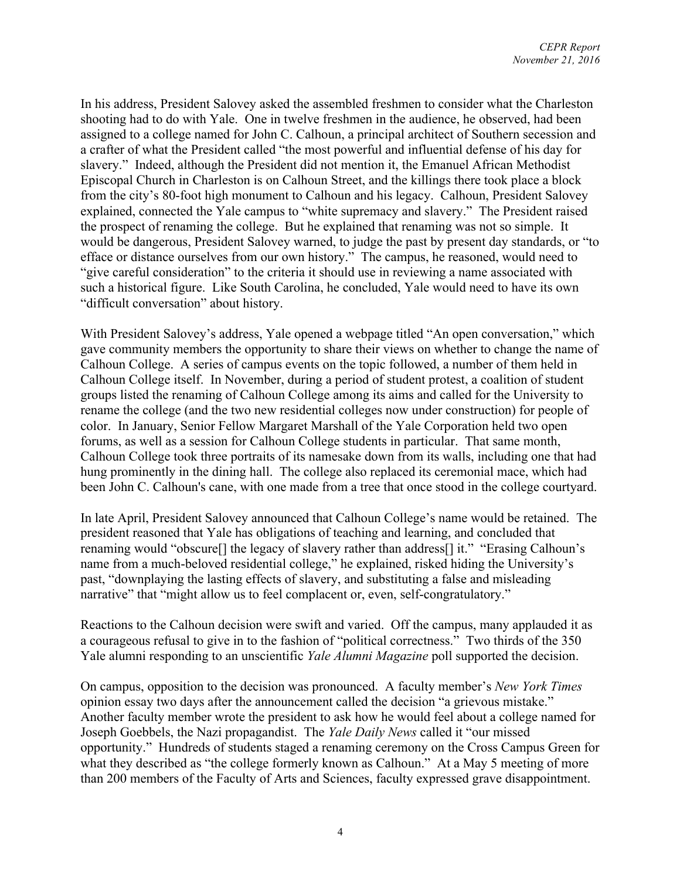In his address, President Salovey asked the assembled freshmen to consider what the Charleston shooting had to do with Yale. One in twelve freshmen in the audience, he observed, had been assigned to a college named for John C. Calhoun, a principal architect of Southern secession and a crafter of what the President called "the most powerful and influential defense of his day for slavery." Indeed, although the President did not mention it, the Emanuel African Methodist Episcopal Church in Charleston is on Calhoun Street, and the killings there took place a block from the city's 80-foot high monument to Calhoun and his legacy. Calhoun, President Salovey explained, connected the Yale campus to "white supremacy and slavery." The President raised the prospect of renaming the college. But he explained that renaming was not so simple. It would be dangerous, President Salovey warned, to judge the past by present day standards, or "to efface or distance ourselves from our own history." The campus, he reasoned, would need to "give careful consideration" to the criteria it should use in reviewing a name associated with such a historical figure. Like South Carolina, he concluded, Yale would need to have its own "difficult conversation" about history.

With President Salovey's address, Yale opened a webpage titled "An open conversation," which gave community members the opportunity to share their views on whether to change the name of Calhoun College. A series of campus events on the topic followed, a number of them held in Calhoun College itself. In November, during a period of student protest, a coalition of student groups listed the renaming of Calhoun College among its aims and called for the University to rename the college (and the two new residential colleges now under construction) for people of color. In January, Senior Fellow Margaret Marshall of the Yale Corporation held two open forums, as well as a session for Calhoun College students in particular. That same month, Calhoun College took three portraits of its namesake down from its walls, including one that had hung prominently in the dining hall. The college also replaced its ceremonial mace, which had been John C. Calhoun's cane, with one made from a tree that once stood in the college courtyard.

In late April, President Salovey announced that Calhoun College's name would be retained. The president reasoned that Yale has obligations of teaching and learning, and concluded that renaming would "obscure[] the legacy of slavery rather than address[] it." "Erasing Calhoun's name from a much-beloved residential college," he explained, risked hiding the University's past, "downplaying the lasting effects of slavery, and substituting a false and misleading narrative" that "might allow us to feel complacent or, even, self-congratulatory."

Reactions to the Calhoun decision were swift and varied. Off the campus, many applauded it as a courageous refusal to give in to the fashion of "political correctness." Two thirds of the 350 Yale alumni responding to an unscientific *Yale Alumni Magazine* poll supported the decision.

On campus, opposition to the decision was pronounced. A faculty member's *New York Times* opinion essay two days after the announcement called the decision "a grievous mistake." Another faculty member wrote the president to ask how he would feel about a college named for Joseph Goebbels, the Nazi propagandist. The *Yale Daily News* called it "our missed opportunity." Hundreds of students staged a renaming ceremony on the Cross Campus Green for what they described as "the college formerly known as Calhoun." At a May 5 meeting of more than 200 members of the Faculty of Arts and Sciences, faculty expressed grave disappointment.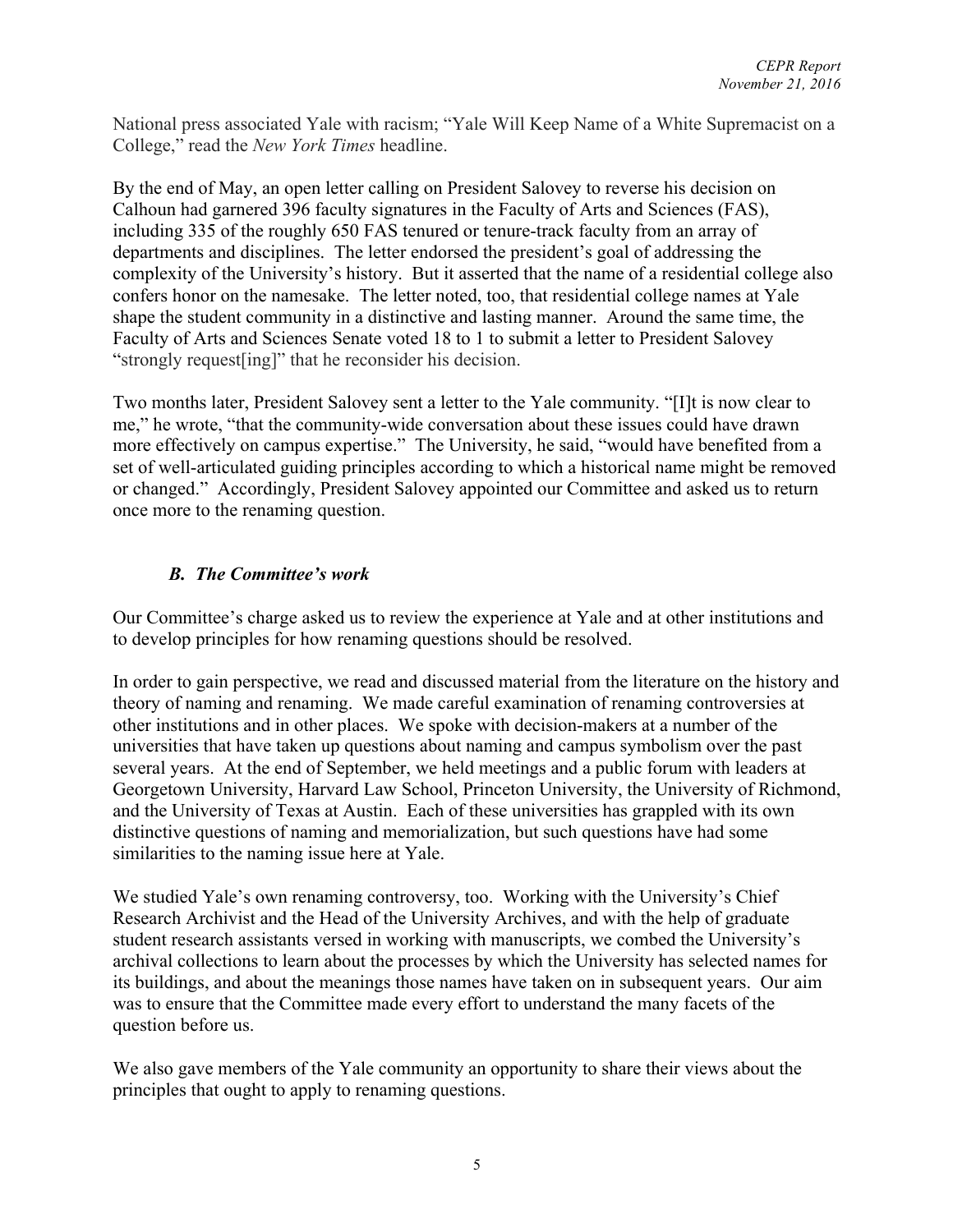National press associated Yale with racism; "Yale Will Keep Name of a White Supremacist on a College," read the *New York Times* headline.

By the end of May, an open letter calling on President Salovey to reverse his decision on Calhoun had garnered 396 faculty signatures in the Faculty of Arts and Sciences (FAS), including 335 of the roughly 650 FAS tenured or tenure-track faculty from an array of departments and disciplines. The letter endorsed the president's goal of addressing the complexity of the University's history. But it asserted that the name of a residential college also confers honor on the namesake. The letter noted, too, that residential college names at Yale shape the student community in a distinctive and lasting manner. Around the same time, the Faculty of Arts and Sciences Senate voted 18 to 1 to submit a letter to President Salovey "strongly request[ing]" that he reconsider his decision.

Two months later, President Salovey sent a letter to the Yale community. "[I]t is now clear to me," he wrote, "that the community-wide conversation about these issues could have drawn more effectively on campus expertise." The University, he said, "would have benefited from a set of well-articulated guiding principles according to which a historical name might be removed or changed." Accordingly, President Salovey appointed our Committee and asked us to return once more to the renaming question.

### *B. The Committee's work*

Our Committee's charge asked us to review the experience at Yale and at other institutions and to develop principles for how renaming questions should be resolved.

In order to gain perspective, we read and discussed material from the literature on the history and theory of naming and renaming. We made careful examination of renaming controversies at other institutions and in other places. We spoke with decision-makers at a number of the universities that have taken up questions about naming and campus symbolism over the past several years. At the end of September, we held meetings and a public forum with leaders at Georgetown University, Harvard Law School, Princeton University, the University of Richmond, and the University of Texas at Austin. Each of these universities has grappled with its own distinctive questions of naming and memorialization, but such questions have had some similarities to the naming issue here at Yale.

We studied Yale's own renaming controversy, too. Working with the University's Chief Research Archivist and the Head of the University Archives, and with the help of graduate student research assistants versed in working with manuscripts, we combed the University's archival collections to learn about the processes by which the University has selected names for its buildings, and about the meanings those names have taken on in subsequent years. Our aim was to ensure that the Committee made every effort to understand the many facets of the question before us.

We also gave members of the Yale community an opportunity to share their views about the principles that ought to apply to renaming questions.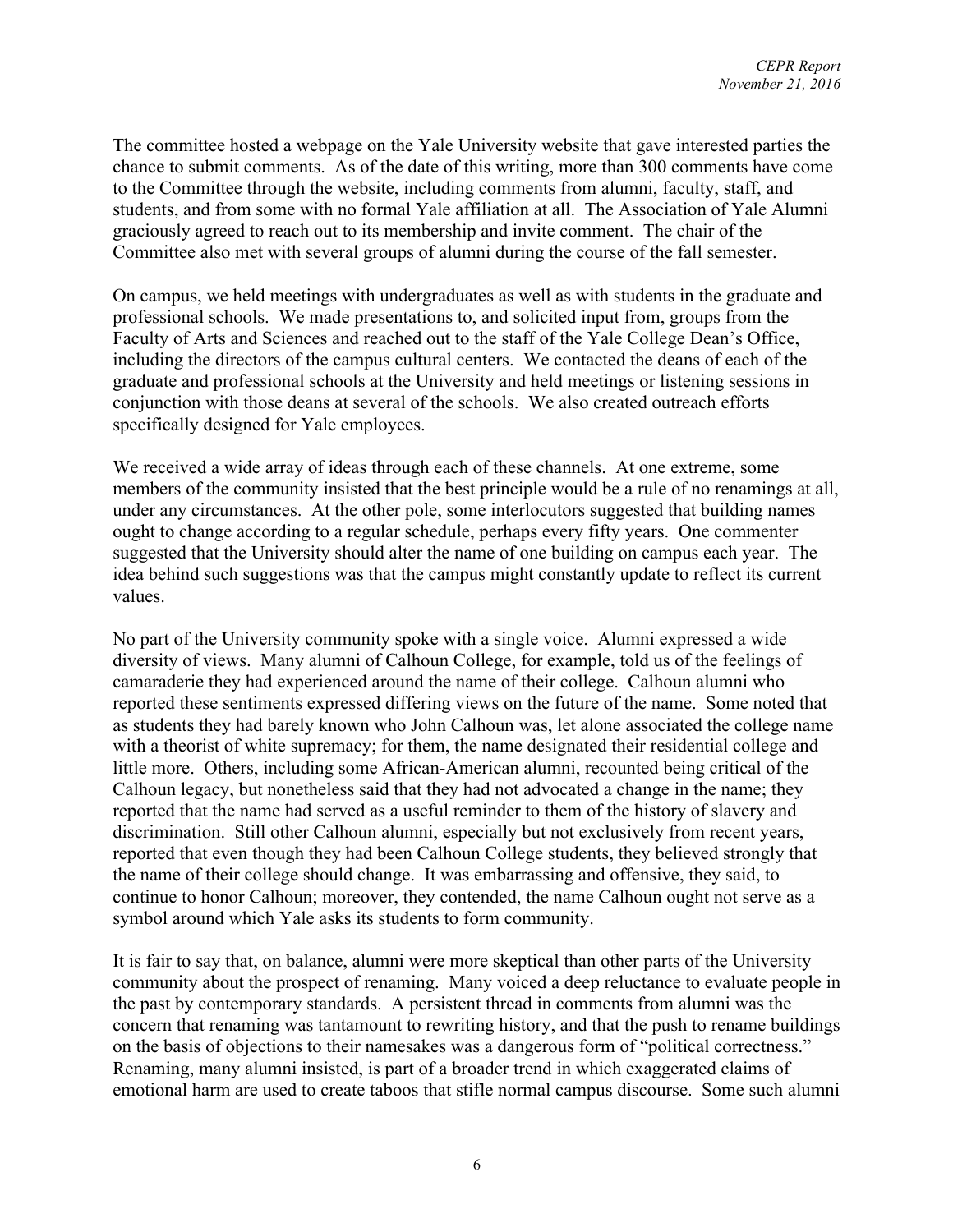The committee hosted a webpage on the Yale University website that gave interested parties the chance to submit comments. As of the date of this writing, more than 300 comments have come to the Committee through the website, including comments from alumni, faculty, staff, and students, and from some with no formal Yale affiliation at all. The Association of Yale Alumni graciously agreed to reach out to its membership and invite comment. The chair of the Committee also met with several groups of alumni during the course of the fall semester.

On campus, we held meetings with undergraduates as well as with students in the graduate and professional schools. We made presentations to, and solicited input from, groups from the Faculty of Arts and Sciences and reached out to the staff of the Yale College Dean's Office, including the directors of the campus cultural centers. We contacted the deans of each of the graduate and professional schools at the University and held meetings or listening sessions in conjunction with those deans at several of the schools. We also created outreach efforts specifically designed for Yale employees.

We received a wide array of ideas through each of these channels. At one extreme, some members of the community insisted that the best principle would be a rule of no renamings at all, under any circumstances. At the other pole, some interlocutors suggested that building names ought to change according to a regular schedule, perhaps every fifty years. One commenter suggested that the University should alter the name of one building on campus each year. The idea behind such suggestions was that the campus might constantly update to reflect its current values.

No part of the University community spoke with a single voice. Alumni expressed a wide diversity of views. Many alumni of Calhoun College, for example, told us of the feelings of camaraderie they had experienced around the name of their college. Calhoun alumni who reported these sentiments expressed differing views on the future of the name. Some noted that as students they had barely known who John Calhoun was, let alone associated the college name with a theorist of white supremacy; for them, the name designated their residential college and little more. Others, including some African-American alumni, recounted being critical of the Calhoun legacy, but nonetheless said that they had not advocated a change in the name; they reported that the name had served as a useful reminder to them of the history of slavery and discrimination. Still other Calhoun alumni, especially but not exclusively from recent years, reported that even though they had been Calhoun College students, they believed strongly that the name of their college should change. It was embarrassing and offensive, they said, to continue to honor Calhoun; moreover, they contended, the name Calhoun ought not serve as a symbol around which Yale asks its students to form community.

It is fair to say that, on balance, alumni were more skeptical than other parts of the University community about the prospect of renaming. Many voiced a deep reluctance to evaluate people in the past by contemporary standards. A persistent thread in comments from alumni was the concern that renaming was tantamount to rewriting history, and that the push to rename buildings on the basis of objections to their namesakes was a dangerous form of "political correctness." Renaming, many alumni insisted, is part of a broader trend in which exaggerated claims of emotional harm are used to create taboos that stifle normal campus discourse. Some such alumni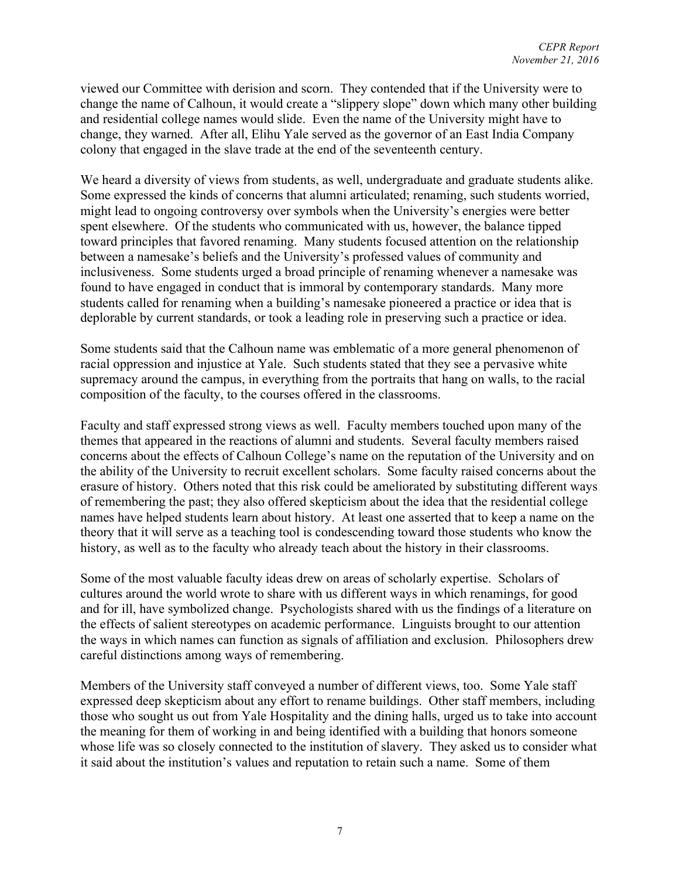viewed our Committee with derision and scorn. They contended that if the University were to change the name of Calhoun, it would create a "slippery slope" down which many other building and residential college names would slide. Even the name of the University might have to change, they warned. After all, Elihu Yale served as the governor of an East India Company colony that engaged in the slave trade at the end of the seventeenth century.

We heard a diversity of views from students, as well, undergraduate and graduate students alike. Some expressed the kinds of concerns that alumni articulated; renaming, such students worried, might lead to ongoing controversy over symbols when the University's energies were better spent elsewhere. Of the students who communicated with us, however, the balance tipped toward principles that favored renaming. Many students focused attention on the relationship between a namesake's beliefs and the University's professed values of community and inclusiveness. Some students urged a broad principle of renaming whenever a namesake was found to have engaged in conduct that is immoral by contemporary standards. Many more students called for renaming when a building's namesake pioneered a practice or idea that is deplorable by current standards, or took a leading role in preserving such a practice or idea.

Some students said that the Calhoun name was emblematic of a more general phenomenon of racial oppression and injustice at Yale. Such students stated that they see a pervasive white supremacy around the campus, in everything from the portraits that hang on walls, to the racial composition of the faculty, to the courses offered in the classrooms.

Faculty and staff expressed strong views as well. Faculty members touched upon many of the themes that appeared in the reactions of alumni and students. Several faculty members raised concerns about the effects of Calhoun College's name on the reputation of the University and on the ability of the University to recruit excellent scholars. Some faculty raised concerns about the erasure of history. Others noted that this risk could be ameliorated by substituting different ways of remembering the past; they also offered skepticism about the idea that the residential college names have helped students learn about history. At least one asserted that to keep a name on the theory that it will serve as a teaching tool is condescending toward those students who know the history, as well as to the faculty who already teach about the history in their classrooms.

Some of the most valuable faculty ideas drew on areas of scholarly expertise. Scholars of cultures around the world wrote to share with us different ways in which renamings, for good and for ill, have symbolized change. Psychologists shared with us the findings of a literature on the effects of salient stereotypes on academic performance. Linguists brought to our attention the ways in which names can function as signals of affiliation and exclusion. Philosophers drew careful distinctions among ways of remembering.

Members of the University staff conveyed a number of different views, too. Some Yale staff expressed deep skepticism about any effort to rename buildings. Other staff members, including those who sought us out from Yale Hospitality and the dining halls, urged us to take into account the meaning for them of working in and being identified with a building that honors someone whose life was so closely connected to the institution of slavery. They asked us to consider what it said about the institution's values and reputation to retain such a name. Some of them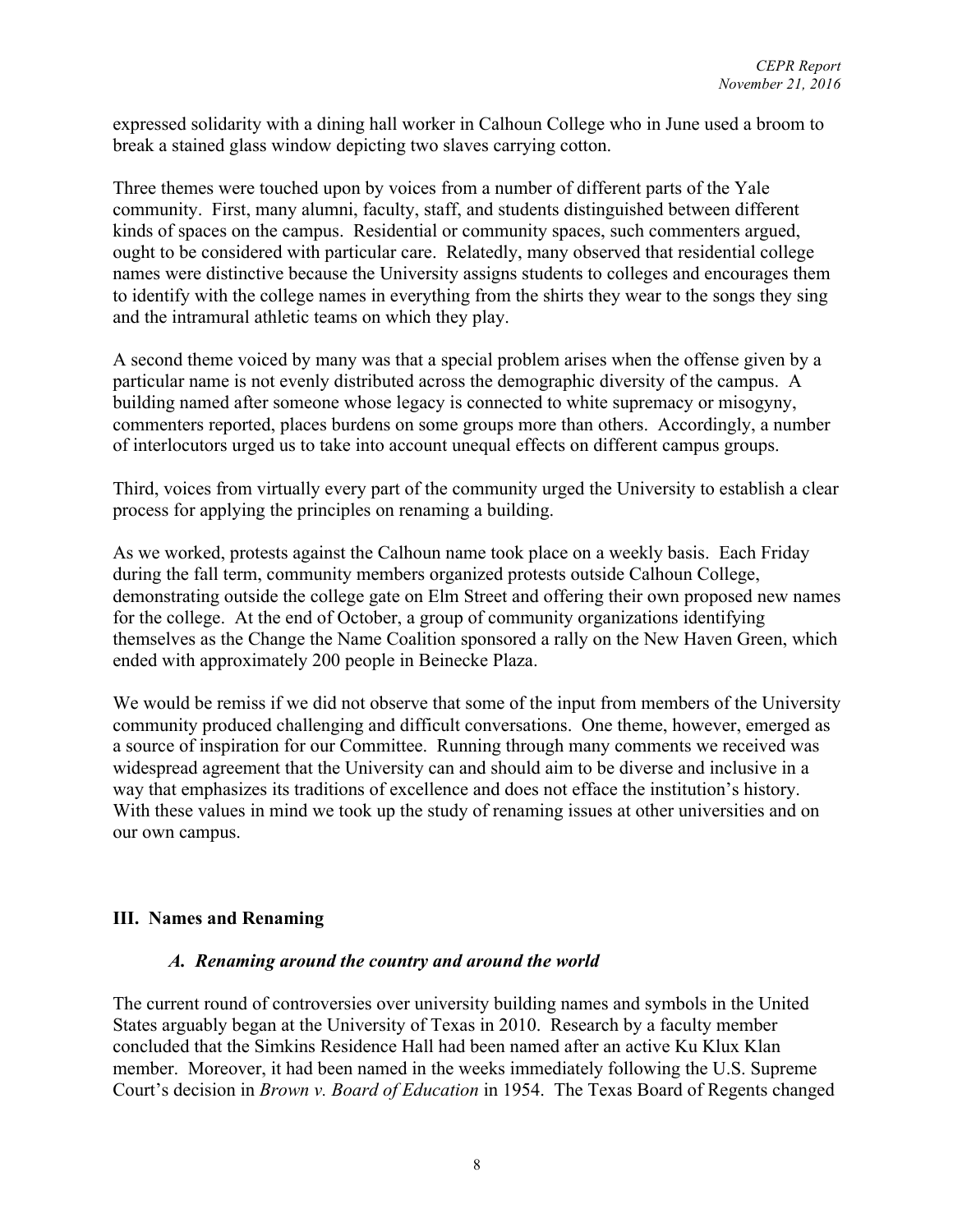expressed solidarity with a dining hall worker in Calhoun College who in June used a broom to break a stained glass window depicting two slaves carrying cotton.

Three themes were touched upon by voices from a number of different parts of the Yale community. First, many alumni, faculty, staff, and students distinguished between different kinds of spaces on the campus. Residential or community spaces, such commenters argued, ought to be considered with particular care. Relatedly, many observed that residential college names were distinctive because the University assigns students to colleges and encourages them to identify with the college names in everything from the shirts they wear to the songs they sing and the intramural athletic teams on which they play.

A second theme voiced by many was that a special problem arises when the offense given by a particular name is not evenly distributed across the demographic diversity of the campus. A building named after someone whose legacy is connected to white supremacy or misogyny, commenters reported, places burdens on some groups more than others. Accordingly, a number of interlocutors urged us to take into account unequal effects on different campus groups.

Third, voices from virtually every part of the community urged the University to establish a clear process for applying the principles on renaming a building.

As we worked, protests against the Calhoun name took place on a weekly basis. Each Friday during the fall term, community members organized protests outside Calhoun College, demonstrating outside the college gate on Elm Street and offering their own proposed new names for the college. At the end of October, a group of community organizations identifying themselves as the Change the Name Coalition sponsored a rally on the New Haven Green, which ended with approximately 200 people in Beinecke Plaza.

We would be remiss if we did not observe that some of the input from members of the University community produced challenging and difficult conversations. One theme, however, emerged as a source of inspiration for our Committee. Running through many comments we received was widespread agreement that the University can and should aim to be diverse and inclusive in a way that emphasizes its traditions of excellence and does not efface the institution's history. With these values in mind we took up the study of renaming issues at other universities and on our own campus.

## III. Names and Renaming

### *A. Renaming around the country and around the world*

The current round of controversies over university building names and symbols in the United States arguably began at the University of Texas in 2010. Research by a faculty member concluded that the Simkins Residence Hall had been named after an active Ku Klux Klan member. Moreover, it had been named in the weeks immediately following the U.S. Supreme Court's decision in *Brown v. Board of Education* in 1954. The Texas Board of Regents changed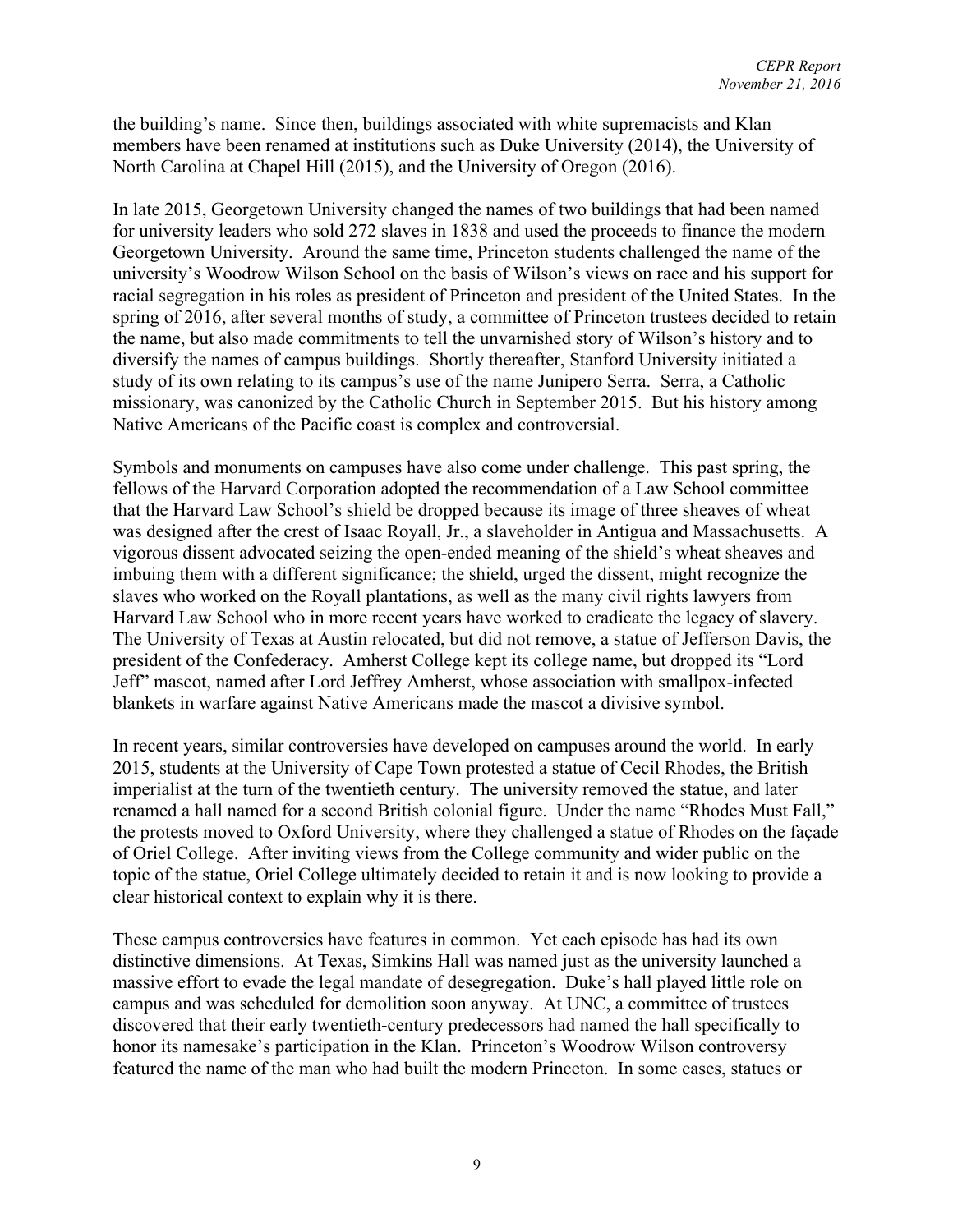the building's name. Since then, buildings associated with white supremacists and Klan members have been renamed at institutions such as Duke University (2014), the University of North Carolina at Chapel Hill (2015), and the University of Oregon (2016).

In late 2015, Georgetown University changed the names of two buildings that had been named for university leaders who sold 272 slaves in 1838 and used the proceeds to finance the modern Georgetown University. Around the same time, Princeton students challenged the name of the university's Woodrow Wilson School on the basis of Wilson's views on race and his support for racial segregation in his roles as president of Princeton and president of the United States. In the spring of 2016, after several months of study, a committee of Princeton trustees decided to retain the name, but also made commitments to tell the unvarnished story of Wilson's history and to diversify the names of campus buildings. Shortly thereafter, Stanford University initiated a study of its own relating to its campus's use of the name Junipero Serra. Serra, a Catholic missionary, was canonized by the Catholic Church in September 2015. But his history among Native Americans of the Pacific coast is complex and controversial.

Symbols and monuments on campuses have also come under challenge. This past spring, the fellows of the Harvard Corporation adopted the recommendation of a Law School committee that the Harvard Law School's shield be dropped because its image of three sheaves of wheat was designed after the crest of Isaac Royall, Jr., a slaveholder in Antigua and Massachusetts. A vigorous dissent advocated seizing the open-ended meaning of the shield's wheat sheaves and imbuing them with a different significance; the shield, urged the dissent, might recognize the slaves who worked on the Royall plantations, as well as the many civil rights lawyers from Harvard Law School who in more recent years have worked to eradicate the legacy of slavery. The University of Texas at Austin relocated, but did not remove, a statue of Jefferson Davis, the president of the Confederacy. Amherst College kept its college name, but dropped its "Lord Jeff" mascot, named after Lord Jeffrey Amherst, whose association with smallpox-infected blankets in warfare against Native Americans made the mascot a divisive symbol.

In recent years, similar controversies have developed on campuses around the world. In early 2015, students at the University of Cape Town protested a statue of Cecil Rhodes, the British imperialist at the turn of the twentieth century. The university removed the statue, and later renamed a hall named for a second British colonial figure. Under the name "Rhodes Must Fall," the protests moved to Oxford University, where they challenged a statue of Rhodes on the façade of Oriel College. After inviting views from the College community and wider public on the topic of the statue, Oriel College ultimately decided to retain it and is now looking to provide a clear historical context to explain why it is there.

These campus controversies have features in common. Yet each episode has had its own distinctive dimensions. At Texas, Simkins Hall was named just as the university launched a massive effort to evade the legal mandate of desegregation. Duke's hall played little role on campus and was scheduled for demolition soon anyway. At UNC, a committee of trustees discovered that their early twentieth-century predecessors had named the hall specifically to honor its namesake's participation in the Klan. Princeton's Woodrow Wilson controversy featured the name of the man who had built the modern Princeton. In some cases, statues or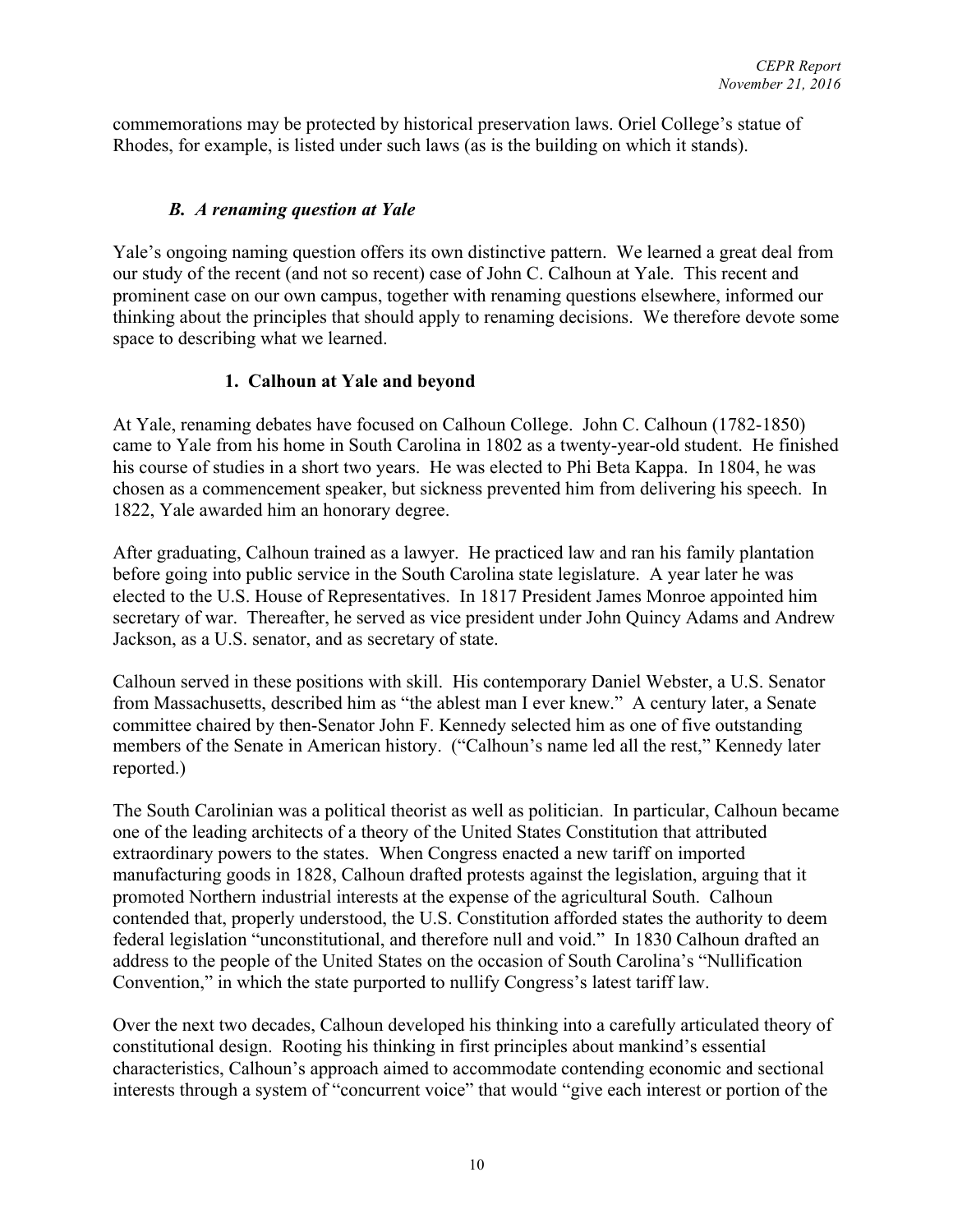commemorations may be protected by historical preservation laws. Oriel College's statue of Rhodes, for example, is listed under such laws (as is the building on which it stands).

### *B. A renaming question at Yale*

Yale's ongoing naming question offers its own distinctive pattern. We learned a great deal from our study of the recent (and not so recent) case of John C. Calhoun at Yale. This recent and prominent case on our own campus, together with renaming questions elsewhere, informed our thinking about the principles that should apply to renaming decisions. We therefore devote some space to describing what we learned.

#### 1. Calhoun at Yale and beyond

At Yale, renaming debates have focused on Calhoun College. John C. Calhoun (1782-1850) came to Yale from his home in South Carolina in 1802 as a twenty-year-old student. He finished his course of studies in a short two years. He was elected to Phi Beta Kappa. In 1804, he was chosen as a commencement speaker, but sickness prevented him from delivering his speech. In 1822, Yale awarded him an honorary degree.

After graduating, Calhoun trained as a lawyer. He practiced law and ran his family plantation before going into public service in the South Carolina state legislature. A year later he was elected to the U.S. House of Representatives. In 1817 President James Monroe appointed him secretary of war. Thereafter, he served as vice president under John Quincy Adams and Andrew Jackson, as a U.S. senator, and as secretary of state.

Calhoun served in these positions with skill. His contemporary Daniel Webster, a U.S. Senator from Massachusetts, described him as "the ablest man I ever knew." A century later, a Senate committee chaired by then-Senator John F. Kennedy selected him as one of five outstanding members of the Senate in American history. ("Calhoun's name led all the rest," Kennedy later reported.)

The South Carolinian was a political theorist as well as politician. In particular, Calhoun became one of the leading architects of a theory of the United States Constitution that attributed extraordinary powers to the states. When Congress enacted a new tariff on imported manufacturing goods in 1828, Calhoun drafted protests against the legislation, arguing that it promoted Northern industrial interests at the expense of the agricultural South. Calhoun contended that, properly understood, the U.S. Constitution afforded states the authority to deem federal legislation "unconstitutional, and therefore null and void." In 1830 Calhoun drafted an address to the people of the United States on the occasion of South Carolina's "Nullification Convention," in which the state purported to nullify Congress's latest tariff law.

Over the next two decades, Calhoun developed his thinking into a carefully articulated theory of constitutional design. Rooting his thinking in first principles about mankind's essential characteristics, Calhoun's approach aimed to accommodate contending economic and sectional interests through a system of "concurrent voice" that would "give each interest or portion of the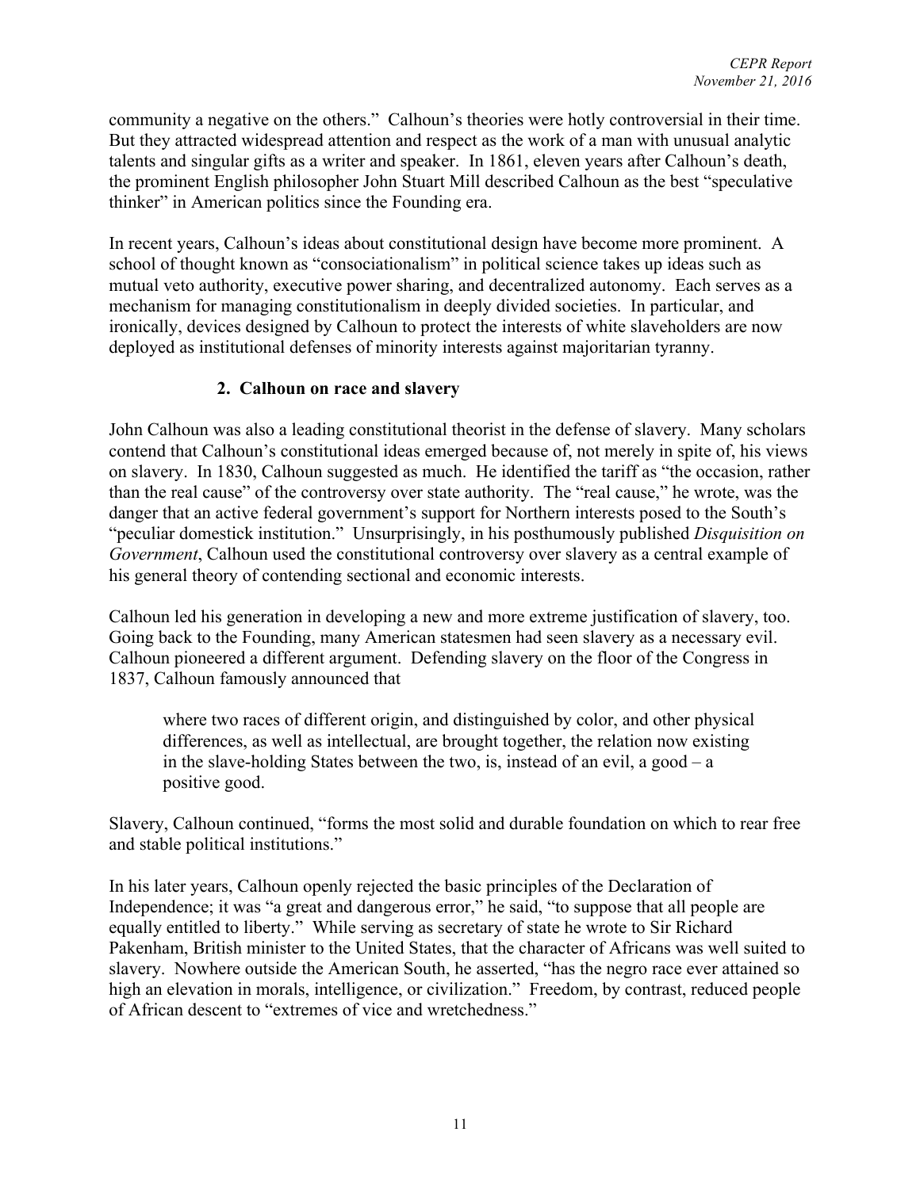community a negative on the others." Calhoun's theories were hotly controversial in their time. But they attracted widespread attention and respect as the work of a man with unusual analytic talents and singular gifts as a writer and speaker. In 1861, eleven years after Calhoun's death, the prominent English philosopher John Stuart Mill described Calhoun as the best "speculative thinker" in American politics since the Founding era.

In recent years, Calhoun's ideas about constitutional design have become more prominent. A school of thought known as "consociationalism" in political science takes up ideas such as mutual veto authority, executive power sharing, and decentralized autonomy. Each serves as a mechanism for managing constitutionalism in deeply divided societies. In particular, and ironically, devices designed by Calhoun to protect the interests of white slaveholders are now deployed as institutional defenses of minority interests against majoritarian tyranny.

### 2. Calhoun on race and slavery

John Calhoun was also a leading constitutional theorist in the defense of slavery. Many scholars contend that Calhoun's constitutional ideas emerged because of, not merely in spite of, his views on slavery. In 1830, Calhoun suggested as much. He identified the tariff as "the occasion, rather than the real cause" of the controversy over state authority. The "real cause," he wrote, was the danger that an active federal government's support for Northern interests posed to the South's "peculiar domestick institution." Unsurprisingly, in his posthumously published *Disquisition on Government*, Calhoun used the constitutional controversy over slavery as a central example of his general theory of contending sectional and economic interests.

Calhoun led his generation in developing a new and more extreme justification of slavery, too. Going back to the Founding, many American statesmen had seen slavery as a necessary evil. Calhoun pioneered a different argument. Defending slavery on the floor of the Congress in 1837, Calhoun famously announced that

> where two races of different origin, and distinguished by color, and other physical differences, as well as intellectual, are brought together, the relation now existing in the slave-holding States between the two, is, instead of an evil, a good – a positive good.

Slavery, Calhoun continued, "forms the most solid and durable foundation on which to rear free and stable political institutions."

In his later years, Calhoun openly rejected the basic principles of the Declaration of Independence; it was "a great and dangerous error," he said, "to suppose that all people are equally entitled to liberty." While serving as secretary of state he wrote to Sir Richard Pakenham, British minister to the United States, that the character of Africans was well suited to slavery. Nowhere outside the American South, he asserted, "has the negro race ever attained so high an elevation in morals, intelligence, or civilization." Freedom, by contrast, reduced people of African descent to "extremes of vice and wretchedness."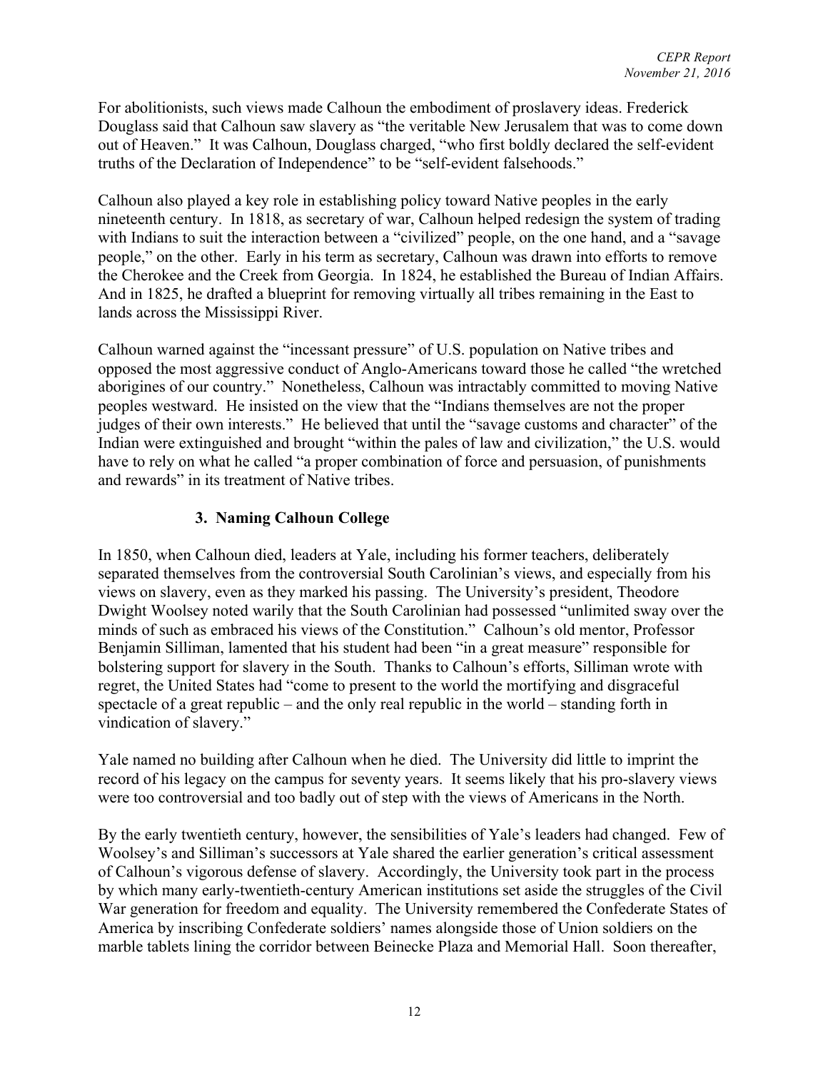For abolitionists, such views made Calhoun the embodiment of proslavery ideas. Frederick Douglass said that Calhoun saw slavery as "the veritable New Jerusalem that was to come down out of Heaven." It was Calhoun, Douglass charged, "who first boldly declared the self-evident truths of the Declaration of Independence" to be "self-evident falsehoods."

Calhoun also played a key role in establishing policy toward Native peoples in the early nineteenth century. In 1818, as secretary of war, Calhoun helped redesign the system of trading with Indians to suit the interaction between a "civilized" people, on the one hand, and a "savage people," on the other. Early in his term as secretary, Calhoun was drawn into efforts to remove the Cherokee and the Creek from Georgia. In 1824, he established the Bureau of Indian Affairs. And in 1825, he drafted a blueprint for removing virtually all tribes remaining in the East to lands across the Mississippi River.

Calhoun warned against the "incessant pressure" of U.S. population on Native tribes and opposed the most aggressive conduct of Anglo-Americans toward those he called "the wretched aborigines of our country." Nonetheless, Calhoun was intractably committed to moving Native peoples westward. He insisted on the view that the "Indians themselves are not the proper judges of their own interests." He believed that until the "savage customs and character" of the Indian were extinguished and brought "within the pales of law and civilization," the U.S. would have to rely on what he called "a proper combination of force and persuasion, of punishments and rewards" in its treatment of Native tribes.

## 3. Naming Calhoun College

In 1850, when Calhoun died, leaders at Yale, including his former teachers, deliberately separated themselves from the controversial South Carolinian's views, and especially from his views on slavery, even as they marked his passing. The University's president, Theodore Dwight Woolsey noted warily that the South Carolinian had possessed "unlimited sway over the minds of such as embraced his views of the Constitution." Calhoun's old mentor, Professor Benjamin Silliman, lamented that his student had been "in a great measure" responsible for bolstering support for slavery in the South. Thanks to Calhoun's efforts, Silliman wrote with regret, the United States had "come to present to the world the mortifying and disgraceful spectacle of a great republic – and the only real republic in the world – standing forth in vindication of slavery."

Yale named no building after Calhoun when he died. The University did little to imprint the record of his legacy on the campus for seventy years. It seems likely that his pro-slavery views were too controversial and too badly out of step with the views of Americans in the North.

By the early twentieth century, however, the sensibilities of Yale's leaders had changed. Few of Woolsey's and Silliman's successors at Yale shared the earlier generation's critical assessment of Calhoun's vigorous defense of slavery. Accordingly, the University took part in the process by which many early-twentieth-century American institutions set aside the struggles of the Civil War generation for freedom and equality. The University remembered the Confederate States of America by inscribing Confederate soldiers' names alongside those of Union soldiers on the marble tablets lining the corridor between Beinecke Plaza and Memorial Hall. Soon thereafter,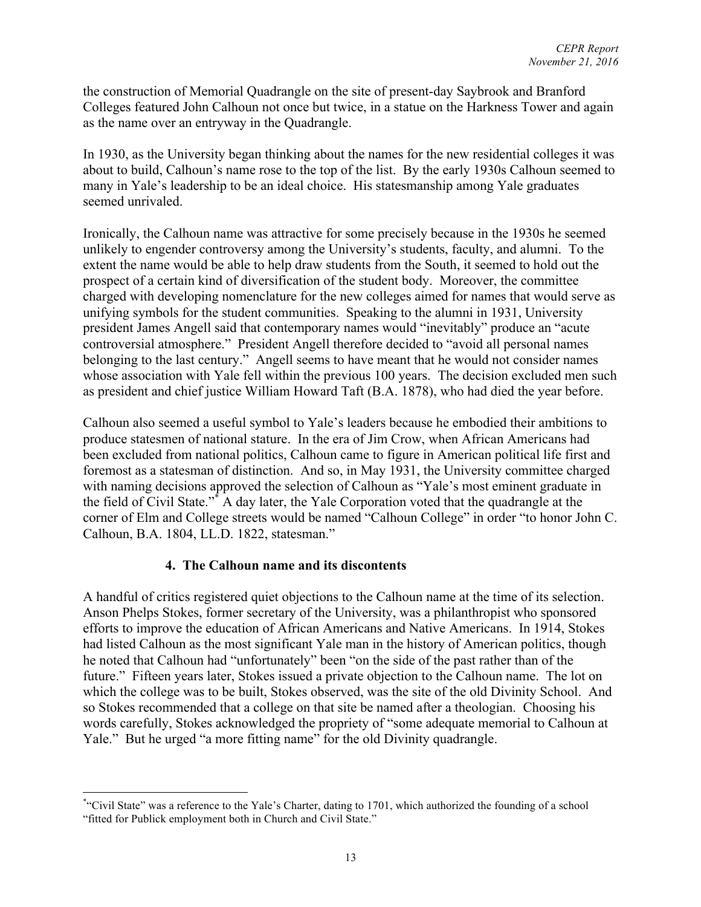the construction of Memorial Quadrangle on the site of present-day Saybrook and Branford Colleges featured John Calhoun not once but twice, in a statue on the Harkness Tower and again as the name over an entryway in the Quadrangle.

In 1930, as the University began thinking about the names for the new residential colleges it was about to build, Calhoun's name rose to the top of the list. By the early 1930s Calhoun seemed to many in Yale's leadership to be an ideal choice. His statesmanship among Yale graduates seemed unrivaled.

Ironically, the Calhoun name was attractive for some precisely because in the 1930s he seemed unlikely to engender controversy among the University's students, faculty, and alumni. To the extent the name would be able to help draw students from the South, it seemed to hold out the prospect of a certain kind of diversification of the student body. Moreover, the committee charged with developing nomenclature for the new colleges aimed for names that would serve as unifying symbols for the student communities. Speaking to the alumni in 1931, University president James Angell said that contemporary names would "inevitably" produce an "acute controversial atmosphere." President Angell therefore decided to "avoid all personal names belonging to the last century." Angell seems to have meant that he would not consider names whose association with Yale fell within the previous 100 years. The decision excluded men such as president and chief justice William Howard Taft (B.A. 1878), who had died the year before.

Calhoun also seemed a useful symbol to Yale's leaders because he embodied their ambitions to produce statesmen of national stature. In the era of Jim Crow, when African Americans had been excluded from national politics, Calhoun came to figure in American political life first and foremost as a statesman of distinction. And so, in May 1931, the University committee charged with naming decisions approved the selection of Calhoun as "Yale's most eminent graduate in the field of Civil State."[*] A day later, the Yale Corporation voted that the quadrangle at the corner of Elm and College streets would be named "Calhoun College" in order "to honor John C. Calhoun, B.A. 1804, LL.D. 1822, statesman."

### 4. The Calhoun name and its discontents

A handful of critics registered quiet objections to the Calhoun name at the time of its selection. Anson Phelps Stokes, former secretary of the University, was a philanthropist who sponsored efforts to improve the education of African Americans and Native Americans. In 1914, Stokes had listed Calhoun as the most significant Yale man in the history of American politics, though he noted that Calhoun had "unfortunately" been "on the side of the past rather than of the future." Fifteen years later, Stokes issued a private objection to the Calhoun name. The lot on which the college was to be built, Stokes observed, was the site of the old Divinity School. And so Stokes recommended that a college on that site be named after a theologian. Choosing his words carefully, Stokes acknowledged the propriety of "some adequate memorial to Calhoun at Yale." But he urged "a more fitting name" for the old Divinity quadrangle.

[*] "Civil State" was a reference to the Yale's Charter, dating to 1701, which authorized the founding of a school "fitted for Publick employment both in Church and Civil State."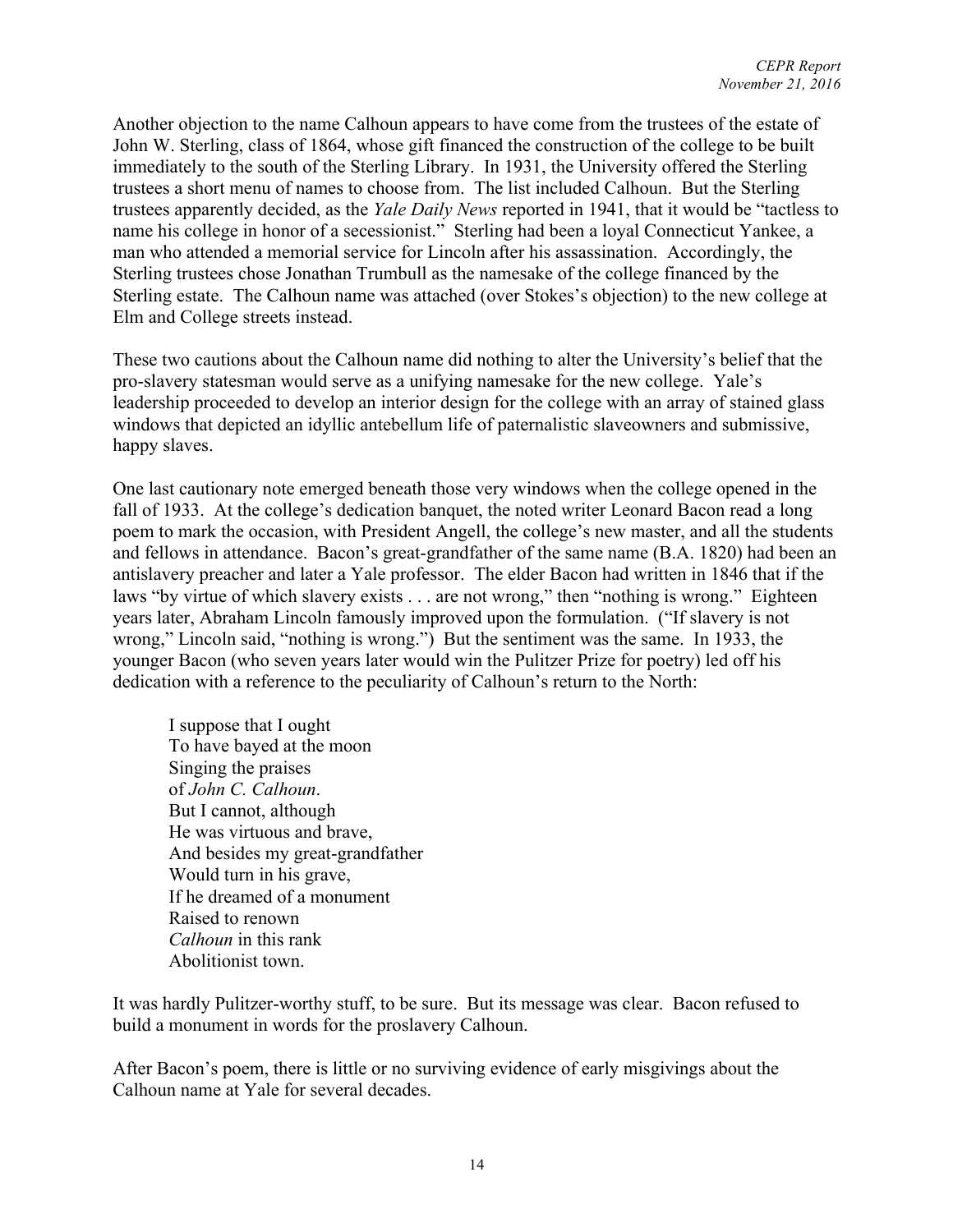Another objection to the name Calhoun appears to have come from the trustees of the estate of John W. Sterling, class of 1864, whose gift financed the construction of the college to be built immediately to the south of the Sterling Library. In 1931, the University offered the Sterling trustees a short menu of names to choose from. The list included Calhoun. But the Sterling trustees apparently decided, as the *Yale Daily News* reported in 1941, that it would be "tactless to name his college in honor of a secessionist." Sterling had been a loyal Connecticut Yankee, a man who attended a memorial service for Lincoln after his assassination. Accordingly, the Sterling trustees chose Jonathan Trumbull as the namesake of the college financed by the Sterling estate. The Calhoun name was attached (over Stokes's objection) to the new college at Elm and College streets instead.

These two cautions about the Calhoun name did nothing to alter the University's belief that the pro-slavery statesman would serve as a unifying namesake for the new college. Yale's leadership proceeded to develop an interior design for the college with an array of stained glass windows that depicted an idyllic antebellum life of paternalistic slaveowners and submissive, happy slaves.

One last cautionary note emerged beneath those very windows when the college opened in the fall of 1933. At the college's dedication banquet, the noted writer Leonard Bacon read a long poem to mark the occasion, with President Angell, the college's new master, and all the students and fellows in attendance. Bacon's great-grandfather of the same name (B.A. 1820) had been an antislavery preacher and later a Yale professor. The elder Bacon had written in 1846 that if the laws "by virtue of which slavery exists . . . are not wrong," then "nothing is wrong." Eighteen years later, Abraham Lincoln famously improved upon the formulation. ("If slavery is not wrong," Lincoln said, "nothing is wrong.") But the sentiment was the same. In 1933, the younger Bacon (who seven years later would win the Pulitzer Prize for poetry) led off his dedication with a reference to the peculiarity of Calhoun's return to the North:

> I suppose that I ought  
> To have bayed at the moon  
> Singing the praises  
> of *John C. Calhoun*.  
> But I cannot, although  
> He was virtuous and brave,  
> And besides my great-grandfather  
> Would turn in his grave,  
> If he dreamed of a monument  
> Raised to renown  
> *Calhoun* in this rank  
> Abolitionist town.

It was hardly Pulitzer-worthy stuff, to be sure. But its message was clear. Bacon refused to build a monument in words for the proslavery Calhoun.

After Bacon's poem, there is little or no surviving evidence of early misgivings about the Calhoun name at Yale for several decades.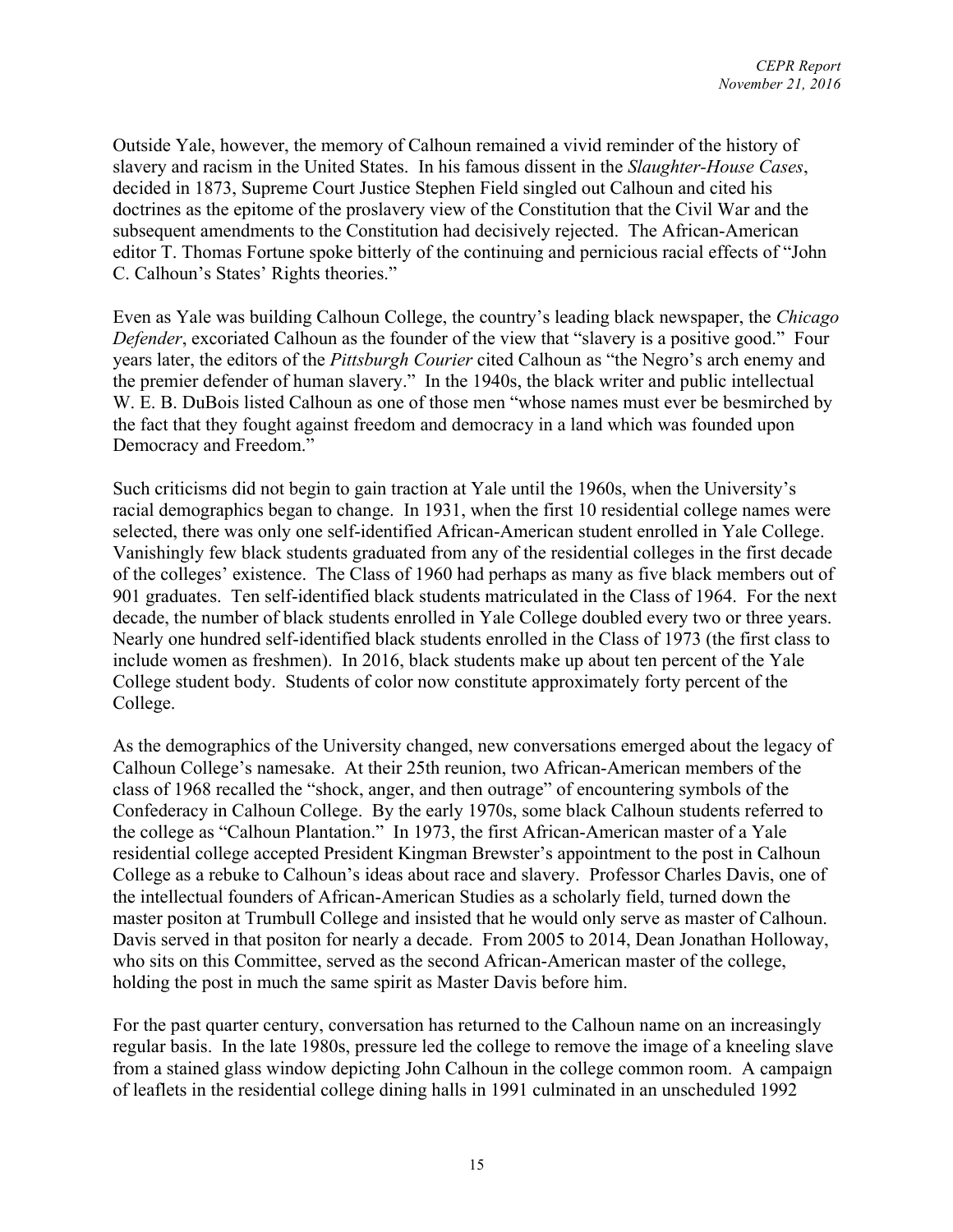Outside Yale, however, the memory of Calhoun remained a vivid reminder of the history of slavery and racism in the United States. In his famous dissent in the *Slaughter-House Cases*, decided in 1873, Supreme Court Justice Stephen Field singled out Calhoun and cited his doctrines as the epitome of the proslavery view of the Constitution that the Civil War and the subsequent amendments to the Constitution had decisively rejected. The African-American editor T. Thomas Fortune spoke bitterly of the continuing and pernicious racial effects of "John C. Calhoun's States' Rights theories."

Even as Yale was building Calhoun College, the country's leading black newspaper, the *Chicago Defender*, excoriated Calhoun as the founder of the view that "slavery is a positive good." Four years later, the editors of the *Pittsburgh Courier* cited Calhoun as "the Negro's arch enemy and the premier defender of human slavery." In the 1940s, the black writer and public intellectual W. E. B. DuBois listed Calhoun as one of those men "whose names must ever be besmirched by the fact that they fought against freedom and democracy in a land which was founded upon Democracy and Freedom."

Such criticisms did not begin to gain traction at Yale until the 1960s, when the University's racial demographics began to change. In 1931, when the first 10 residential college names were selected, there was only one self-identified African-American student enrolled in Yale College. Vanishingly few black students graduated from any of the residential colleges in the first decade of the colleges' existence. The Class of 1960 had perhaps as many as five black members out of 901 graduates. Ten self-identified black students matriculated in the Class of 1964. For the next decade, the number of black students enrolled in Yale College doubled every two or three years. Nearly one hundred self-identified black students enrolled in the Class of 1973 (the first class to include women as freshmen). In 2016, black students make up about ten percent of the Yale College student body. Students of color now constitute approximately forty percent of the College.

As the demographics of the University changed, new conversations emerged about the legacy of Calhoun College's namesake. At their 25th reunion, two African-American members of the class of 1968 recalled the "shock, anger, and then outrage" of encountering symbols of the Confederacy in Calhoun College. By the early 1970s, some black Calhoun students referred to the college as "Calhoun Plantation." In 1973, the first African-American master of a Yale residential college accepted President Kingman Brewster's appointment to the post in Calhoun College as a rebuke to Calhoun's ideas about race and slavery. Professor Charles Davis, one of the intellectual founders of African-American Studies as a scholarly field, turned down the master positon at Trumbull College and insisted that he would only serve as master of Calhoun. Davis served in that positon for nearly a decade. From 2005 to 2014, Dean Jonathan Holloway, who sits on this Committee, served as the second African-American master of the college, holding the post in much the same spirit as Master Davis before him.

For the past quarter century, conversation has returned to the Calhoun name on an increasingly regular basis. In the late 1980s, pressure led the college to remove the image of a kneeling slave from a stained glass window depicting John Calhoun in the college common room. A campaign of leaflets in the residential college dining halls in 1991 culminated in an unscheduled 1992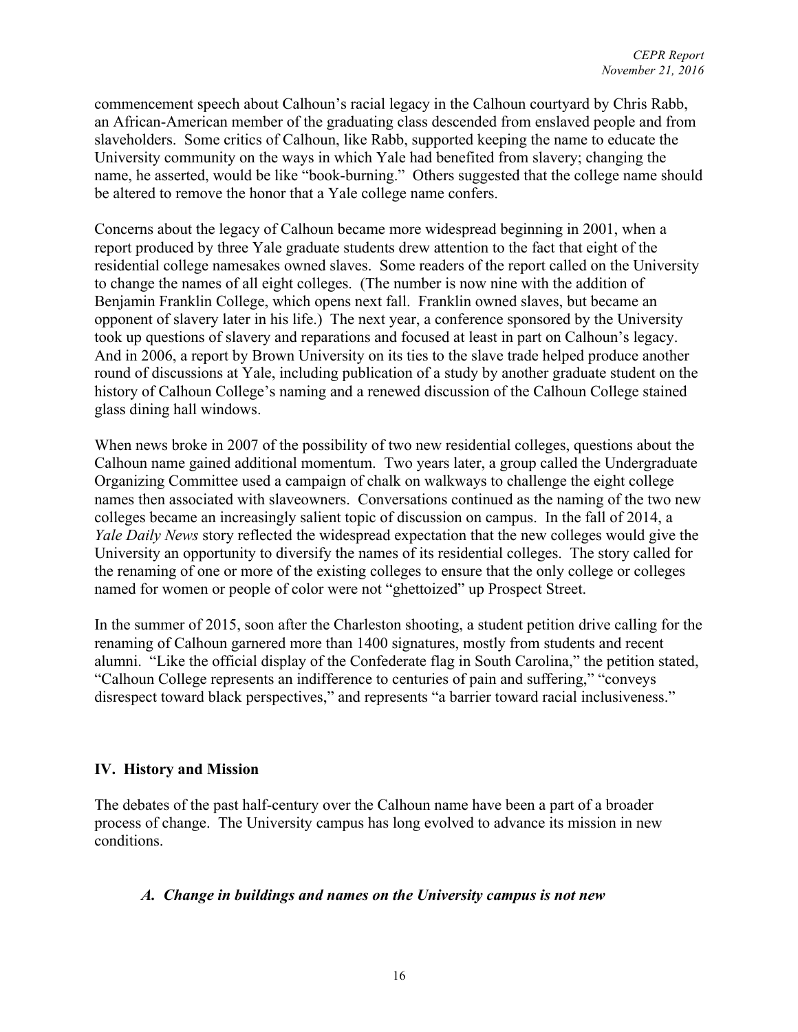commencement speech about Calhoun's racial legacy in the Calhoun courtyard by Chris Rabb, an African-American member of the graduating class descended from enslaved people and from slaveholders. Some critics of Calhoun, like Rabb, supported keeping the name to educate the University community on the ways in which Yale had benefited from slavery; changing the name, he asserted, would be like "book-burning." Others suggested that the college name should be altered to remove the honor that a Yale college name confers.

Concerns about the legacy of Calhoun became more widespread beginning in 2001, when a report produced by three Yale graduate students drew attention to the fact that eight of the residential college namesakes owned slaves. Some readers of the report called on the University to change the names of all eight colleges. (The number is now nine with the addition of Benjamin Franklin College, which opens next fall. Franklin owned slaves, but became an opponent of slavery later in his life.) The next year, a conference sponsored by the University took up questions of slavery and reparations and focused at least in part on Calhoun's legacy. And in 2006, a report by Brown University on its ties to the slave trade helped produce another round of discussions at Yale, including publication of a study by another graduate student on the history of Calhoun College's naming and a renewed discussion of the Calhoun College stained glass dining hall windows.

When news broke in 2007 of the possibility of two new residential colleges, questions about the Calhoun name gained additional momentum. Two years later, a group called the Undergraduate Organizing Committee used a campaign of chalk on walkways to challenge the eight college names then associated with slaveowners. Conversations continued as the naming of the two new colleges became an increasingly salient topic of discussion on campus. In the fall of 2014, a *Yale Daily News* story reflected the widespread expectation that the new colleges would give the University an opportunity to diversify the names of its residential colleges. The story called for the renaming of one or more of the existing colleges to ensure that the only college or colleges named for women or people of color were not "ghettoized" up Prospect Street.

In the summer of 2015, soon after the Charleston shooting, a student petition drive calling for the renaming of Calhoun garnered more than 1400 signatures, mostly from students and recent alumni. "Like the official display of the Confederate flag in South Carolina," the petition stated, "Calhoun College represents an indifference to centuries of pain and suffering," "conveys disrespect toward black perspectives," and represents "a barrier toward racial inclusiveness."

## IV. History and Mission

The debates of the past half-century over the Calhoun name have been a part of a broader process of change. The University campus has long evolved to advance its mission in new conditions.

### *A. Change in buildings and names on the University campus is not new*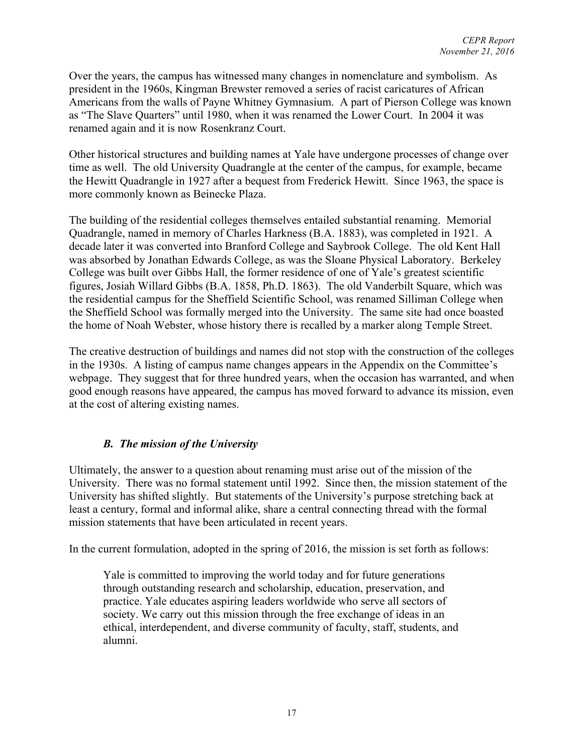Over the years, the campus has witnessed many changes in nomenclature and symbolism. As president in the 1960s, Kingman Brewster removed a series of racist caricatures of African Americans from the walls of Payne Whitney Gymnasium. A part of Pierson College was known as "The Slave Quarters" until 1980, when it was renamed the Lower Court. In 2004 it was renamed again and it is now Rosenkranz Court.

Other historical structures and building names at Yale have undergone processes of change over time as well. The old University Quadrangle at the center of the campus, for example, became the Hewitt Quadrangle in 1927 after a bequest from Frederick Hewitt. Since 1963, the space is more commonly known as Beinecke Plaza.

The building of the residential colleges themselves entailed substantial renaming. Memorial Quadrangle, named in memory of Charles Harkness (B.A. 1883), was completed in 1921. A decade later it was converted into Branford College and Saybrook College. The old Kent Hall was absorbed by Jonathan Edwards College, as was the Sloane Physical Laboratory. Berkeley College was built over Gibbs Hall, the former residence of one of Yale's greatest scientific figures, Josiah Willard Gibbs (B.A. 1858, Ph.D. 1863). The old Vanderbilt Square, which was the residential campus for the Sheffield Scientific School, was renamed Silliman College when the Sheffield School was formally merged into the University. The same site had once boasted the home of Noah Webster, whose history there is recalled by a marker along Temple Street.

The creative destruction of buildings and names did not stop with the construction of the colleges in the 1930s. A listing of campus name changes appears in the Appendix on the Committee's webpage. They suggest that for three hundred years, when the occasion has warranted, and when good enough reasons have appeared, the campus has moved forward to advance its mission, even at the cost of altering existing names.

### *B. The mission of the University*

Ultimately, the answer to a question about renaming must arise out of the mission of the University. There was no formal statement until 1992. Since then, the mission statement of the University has shifted slightly. But statements of the University's purpose stretching back at least a century, formal and informal alike, share a central connecting thread with the formal mission statements that have been articulated in recent years.

In the current formulation, adopted in the spring of 2016, the mission is set forth as follows:

> Yale is committed to improving the world today and for future generations through outstanding research and scholarship, education, preservation, and practice. Yale educates aspiring leaders worldwide who serve all sectors of society. We carry out this mission through the free exchange of ideas in an ethical, interdependent, and diverse community of faculty, staff, students, and alumni.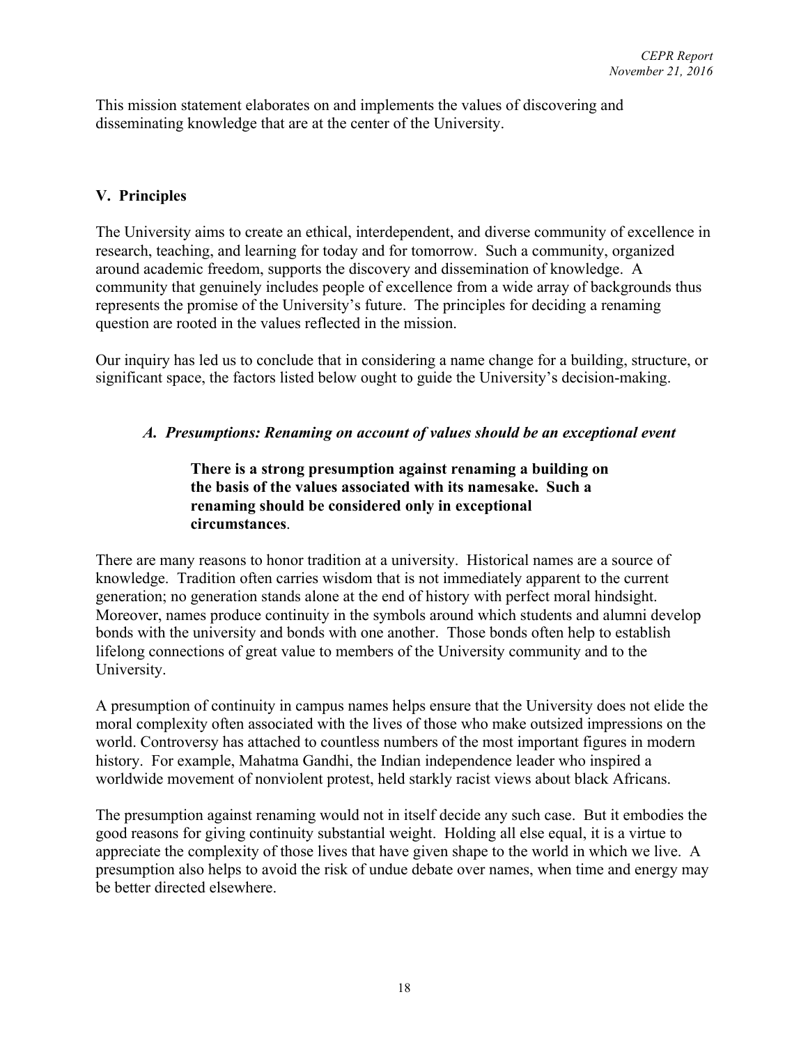This mission statement elaborates on and implements the values of discovering and disseminating knowledge that are at the center of the University.

## V. Principles

The University aims to create an ethical, interdependent, and diverse community of excellence in research, teaching, and learning for today and for tomorrow. Such a community, organized around academic freedom, supports the discovery and dissemination of knowledge. A community that genuinely includes people of excellence from a wide array of backgrounds thus represents the promise of the University's future. The principles for deciding a renaming question are rooted in the values reflected in the mission.

Our inquiry has led us to conclude that in considering a name change for a building, structure, or significant space, the factors listed below ought to guide the University's decision-making.

### *A. Presumptions: Renaming on account of values should be an exceptional event*

> **There is a strong presumption against renaming a building on the basis of the values associated with its namesake. Such a renaming should be considered only in exceptional circumstances**.

There are many reasons to honor tradition at a university. Historical names are a source of knowledge. Tradition often carries wisdom that is not immediately apparent to the current generation; no generation stands alone at the end of history with perfect moral hindsight. Moreover, names produce continuity in the symbols around which students and alumni develop bonds with the university and bonds with one another. Those bonds often help to establish lifelong connections of great value to members of the University community and to the University.

A presumption of continuity in campus names helps ensure that the University does not elide the moral complexity often associated with the lives of those who make outsized impressions on the world. Controversy has attached to countless numbers of the most important figures in modern history. For example, Mahatma Gandhi, the Indian independence leader who inspired a worldwide movement of nonviolent protest, held starkly racist views about black Africans.

The presumption against renaming would not in itself decide any such case. But it embodies the good reasons for giving continuity substantial weight. Holding all else equal, it is a virtue to appreciate the complexity of those lives that have given shape to the world in which we live. A presumption also helps to avoid the risk of undue debate over names, when time and energy may be better directed elsewhere.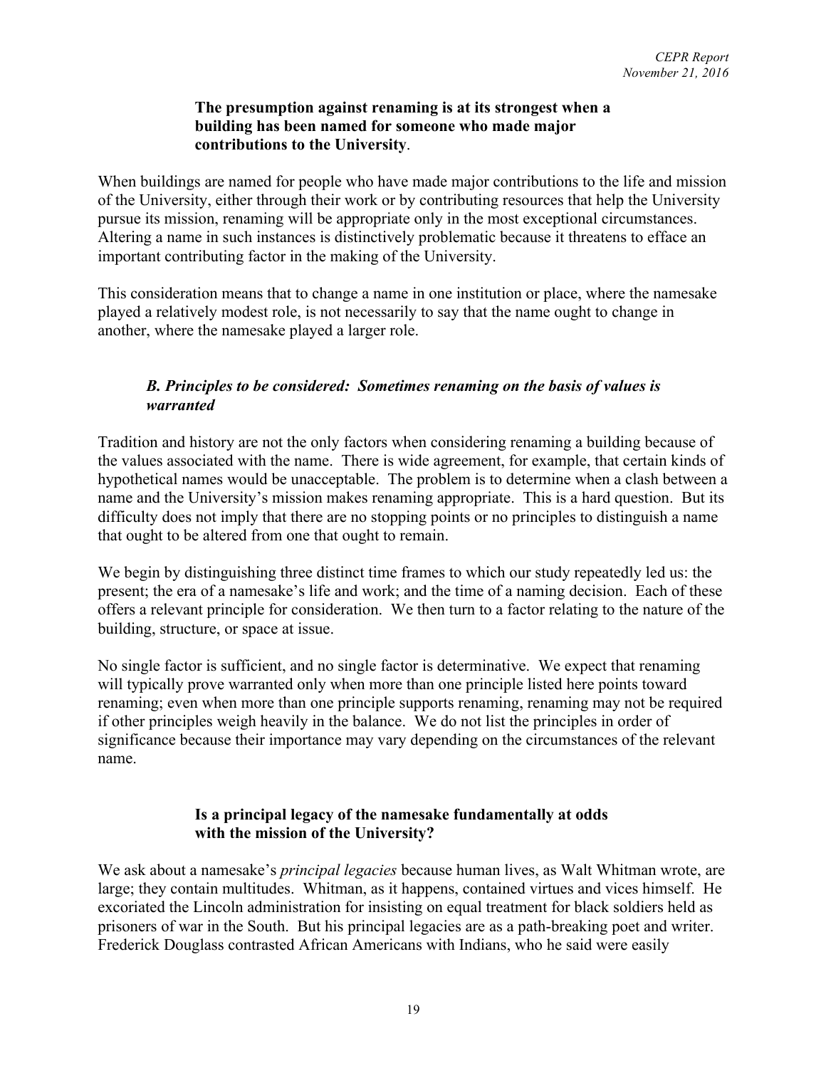**The presumption against renaming is at its strongest when a building has been named for someone who made major contributions to the University**.

When buildings are named for people who have made major contributions to the life and mission of the University, either through their work or by contributing resources that help the University pursue its mission, renaming will be appropriate only in the most exceptional circumstances. Altering a name in such instances is distinctively problematic because it threatens to efface an important contributing factor in the making of the University.

This consideration means that to change a name in one institution or place, where the namesake played a relatively modest role, is not necessarily to say that the name ought to change in another, where the namesake played a larger role.

### *B. Principles to be considered: Sometimes renaming on the basis of values is warranted*

Tradition and history are not the only factors when considering renaming a building because of the values associated with the name. There is wide agreement, for example, that certain kinds of hypothetical names would be unacceptable. The problem is to determine when a clash between a name and the University's mission makes renaming appropriate. This is a hard question. But its difficulty does not imply that there are no stopping points or no principles to distinguish a name that ought to be altered from one that ought to remain.

We begin by distinguishing three distinct time frames to which our study repeatedly led us: the present; the era of a namesake's life and work; and the time of a naming decision. Each of these offers a relevant principle for consideration. We then turn to a factor relating to the nature of the building, structure, or space at issue.

No single factor is sufficient, and no single factor is determinative. We expect that renaming will typically prove warranted only when more than one principle listed here points toward renaming; even when more than one principle supports renaming, renaming may not be required if other principles weigh heavily in the balance. We do not list the principles in order of significance because their importance may vary depending on the circumstances of the relevant name.

**Is a principal legacy of the namesake fundamentally at odds with the mission of the University?**

We ask about a namesake's *principal legacies* because human lives, as Walt Whitman wrote, are large; they contain multitudes. Whitman, as it happens, contained virtues and vices himself. He excoriated the Lincoln administration for insisting on equal treatment for black soldiers held as prisoners of war in the South. But his principal legacies are as a path-breaking poet and writer. Frederick Douglass contrasted African Americans with Indians, who he said were easily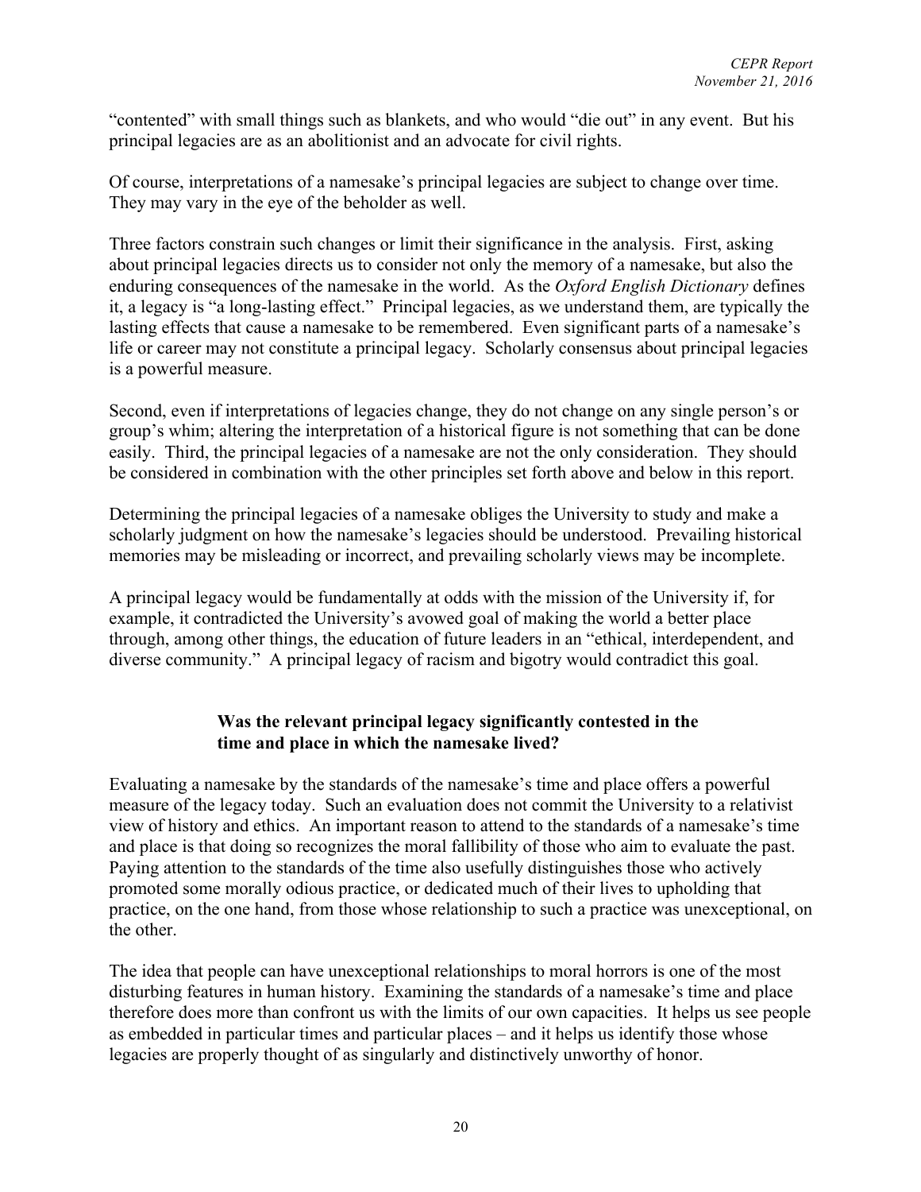"contented" with small things such as blankets, and who would "die out" in any event. But his principal legacies are as an abolitionist and an advocate for civil rights.

Of course, interpretations of a namesake's principal legacies are subject to change over time. They may vary in the eye of the beholder as well.

Three factors constrain such changes or limit their significance in the analysis. First, asking about principal legacies directs us to consider not only the memory of a namesake, but also the enduring consequences of the namesake in the world. As the *Oxford English Dictionary* defines it, a legacy is "a long-lasting effect." Principal legacies, as we understand them, are typically the lasting effects that cause a namesake to be remembered. Even significant parts of a namesake's life or career may not constitute a principal legacy. Scholarly consensus about principal legacies is a powerful measure.

Second, even if interpretations of legacies change, they do not change on any single person's or group's whim; altering the interpretation of a historical figure is not something that can be done easily. Third, the principal legacies of a namesake are not the only consideration. They should be considered in combination with the other principles set forth above and below in this report.

Determining the principal legacies of a namesake obliges the University to study and make a scholarly judgment on how the namesake's legacies should be understood. Prevailing historical memories may be misleading or incorrect, and prevailing scholarly views may be incomplete.

A principal legacy would be fundamentally at odds with the mission of the University if, for example, it contradicted the University's avowed goal of making the world a better place through, among other things, the education of future leaders in an "ethical, interdependent, and diverse community." A principal legacy of racism and bigotry would contradict this goal.

### Was the relevant principal legacy significantly contested in the time and place in which the namesake lived?

Evaluating a namesake by the standards of the namesake's time and place offers a powerful measure of the legacy today. Such an evaluation does not commit the University to a relativist view of history and ethics. An important reason to attend to the standards of a namesake's time and place is that doing so recognizes the moral fallibility of those who aim to evaluate the past. Paying attention to the standards of the time also usefully distinguishes those who actively promoted some morally odious practice, or dedicated much of their lives to upholding that practice, on the one hand, from those whose relationship to such a practice was unexceptional, on the other.

The idea that people can have unexceptional relationships to moral horrors is one of the most disturbing features in human history. Examining the standards of a namesake's time and place therefore does more than confront us with the limits of our own capacities. It helps us see people as embedded in particular times and particular places – and it helps us identify those whose legacies are properly thought of as singularly and distinctively unworthy of honor.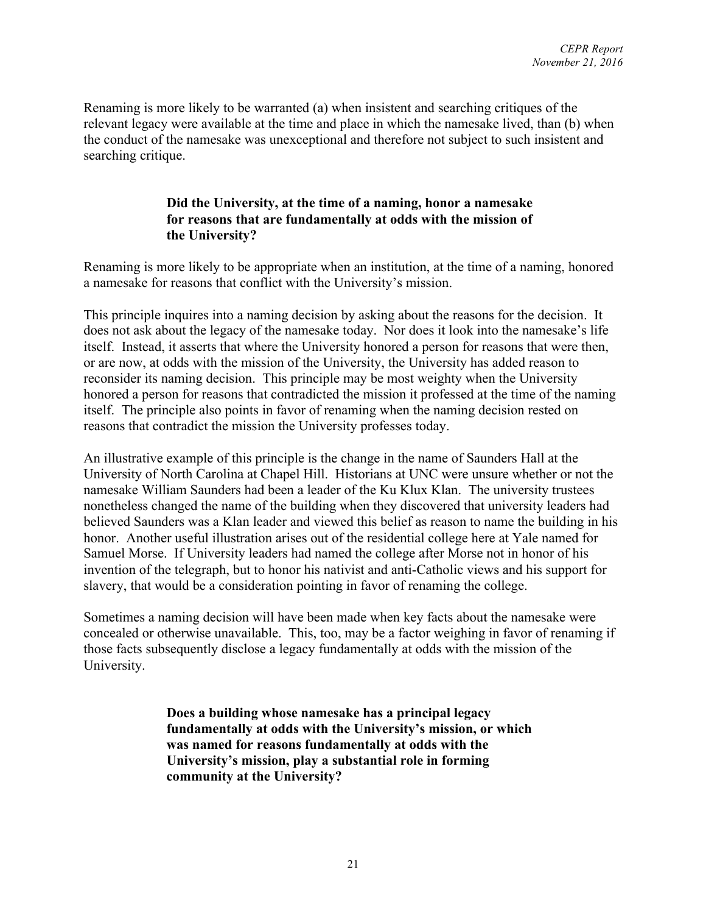Renaming is more likely to be warranted (a) when insistent and searching critiques of the relevant legacy were available at the time and place in which the namesake lived, than (b) when the conduct of the namesake was unexceptional and therefore not subject to such insistent and searching critique.

### Did the University, at the time of a naming, honor a namesake for reasons that are fundamentally at odds with the mission of the University?

Renaming is more likely to be appropriate when an institution, at the time of a naming, honored a namesake for reasons that conflict with the University's mission.

This principle inquires into a naming decision by asking about the reasons for the decision. It does not ask about the legacy of the namesake today. Nor does it look into the namesake's life itself. Instead, it asserts that where the University honored a person for reasons that were then, or are now, at odds with the mission of the University, the University has added reason to reconsider its naming decision. This principle may be most weighty when the University honored a person for reasons that contradicted the mission it professed at the time of the naming itself. The principle also points in favor of renaming when the naming decision rested on reasons that contradict the mission the University professes today.

An illustrative example of this principle is the change in the name of Saunders Hall at the University of North Carolina at Chapel Hill. Historians at UNC were unsure whether or not the namesake William Saunders had been a leader of the Ku Klux Klan. The university trustees nonetheless changed the name of the building when they discovered that university leaders had believed Saunders was a Klan leader and viewed this belief as reason to name the building in his honor. Another useful illustration arises out of the residential college here at Yale named for Samuel Morse. If University leaders had named the college after Morse not in honor of his invention of the telegraph, but to honor his nativist and anti-Catholic views and his support for slavery, that would be a consideration pointing in favor of renaming the college.

Sometimes a naming decision will have been made when key facts about the namesake were concealed or otherwise unavailable. This, too, may be a factor weighing in favor of renaming if those facts subsequently disclose a legacy fundamentally at odds with the mission of the University.

### Does a building whose namesake has a principal legacy fundamentally at odds with the University's mission, or which was named for reasons fundamentally at odds with the University's mission, play a substantial role in forming community at the University?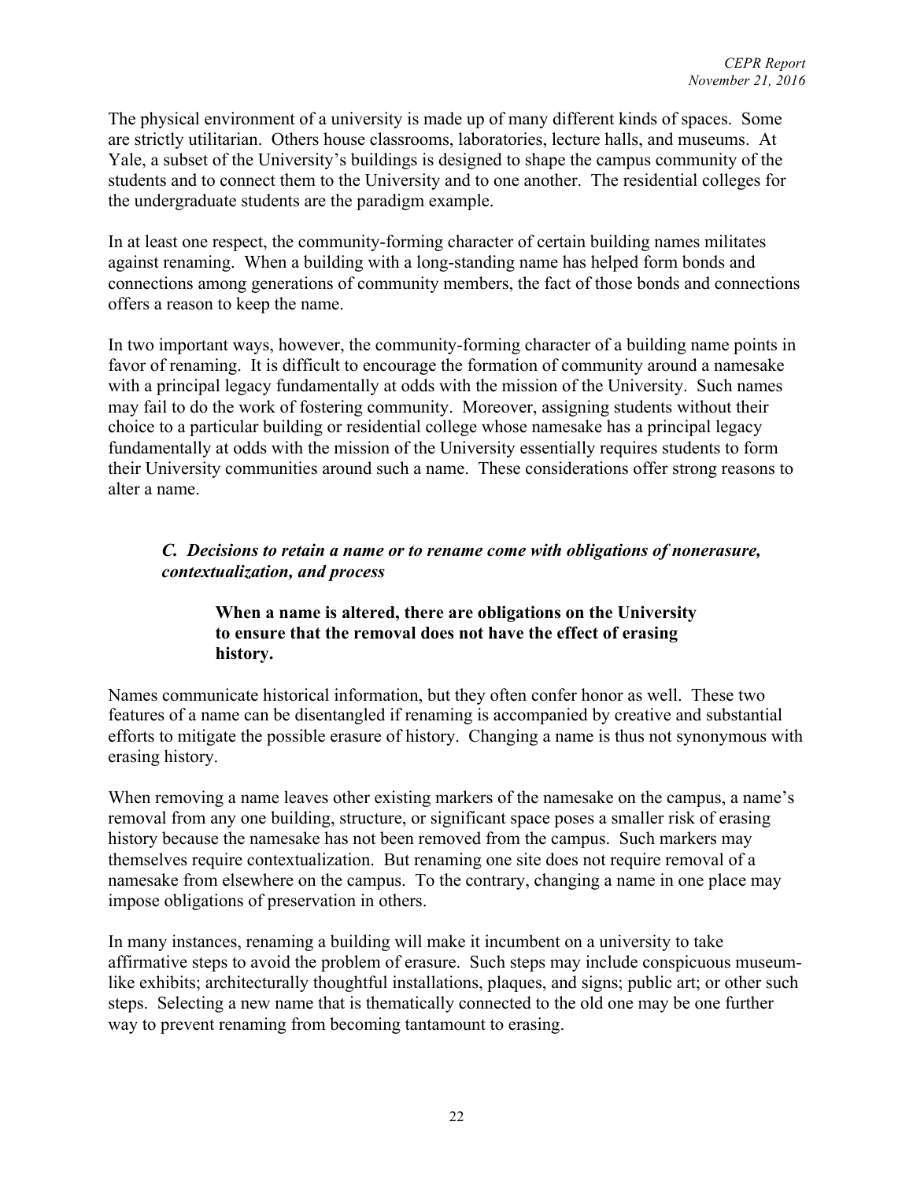The physical environment of a university is made up of many different kinds of spaces. Some are strictly utilitarian. Others house classrooms, laboratories, lecture halls, and museums. At Yale, a subset of the University's buildings is designed to shape the campus community of the students and to connect them to the University and to one another. The residential colleges for the undergraduate students are the paradigm example.

In at least one respect, the community-forming character of certain building names militates against renaming. When a building with a long-standing name has helped form bonds and connections among generations of community members, the fact of those bonds and connections offers a reason to keep the name.

In two important ways, however, the community-forming character of a building name points in favor of renaming. It is difficult to encourage the formation of community around a namesake with a principal legacy fundamentally at odds with the mission of the University. Such names may fail to do the work of fostering community. Moreover, assigning students without their choice to a particular building or residential college whose namesake has a principal legacy fundamentally at odds with the mission of the University essentially requires students to form their University communities around such a name. These considerations offer strong reasons to alter a name.

### *C. Decisions to retain a name or to rename come with obligations of nonerasure, contextualization, and process*

> **When a name is altered, there are obligations on the University to ensure that the removal does not have the effect of erasing history.**

Names communicate historical information, but they often confer honor as well. These two features of a name can be disentangled if renaming is accompanied by creative and substantial efforts to mitigate the possible erasure of history. Changing a name is thus not synonymous with erasing history.

When removing a name leaves other existing markers of the namesake on the campus, a name's removal from any one building, structure, or significant space poses a smaller risk of erasing history because the namesake has not been removed from the campus. Such markers may themselves require contextualization. But renaming one site does not require removal of a namesake from elsewhere on the campus. To the contrary, changing a name in one place may impose obligations of preservation in others.

In many instances, renaming a building will make it incumbent on a university to take affirmative steps to avoid the problem of erasure. Such steps may include conspicuous museum-like exhibits; architecturally thoughtful installations, plaques, and signs; public art; or other such steps. Selecting a new name that is thematically connected to the old one may be one further way to prevent renaming from becoming tantamount to erasing.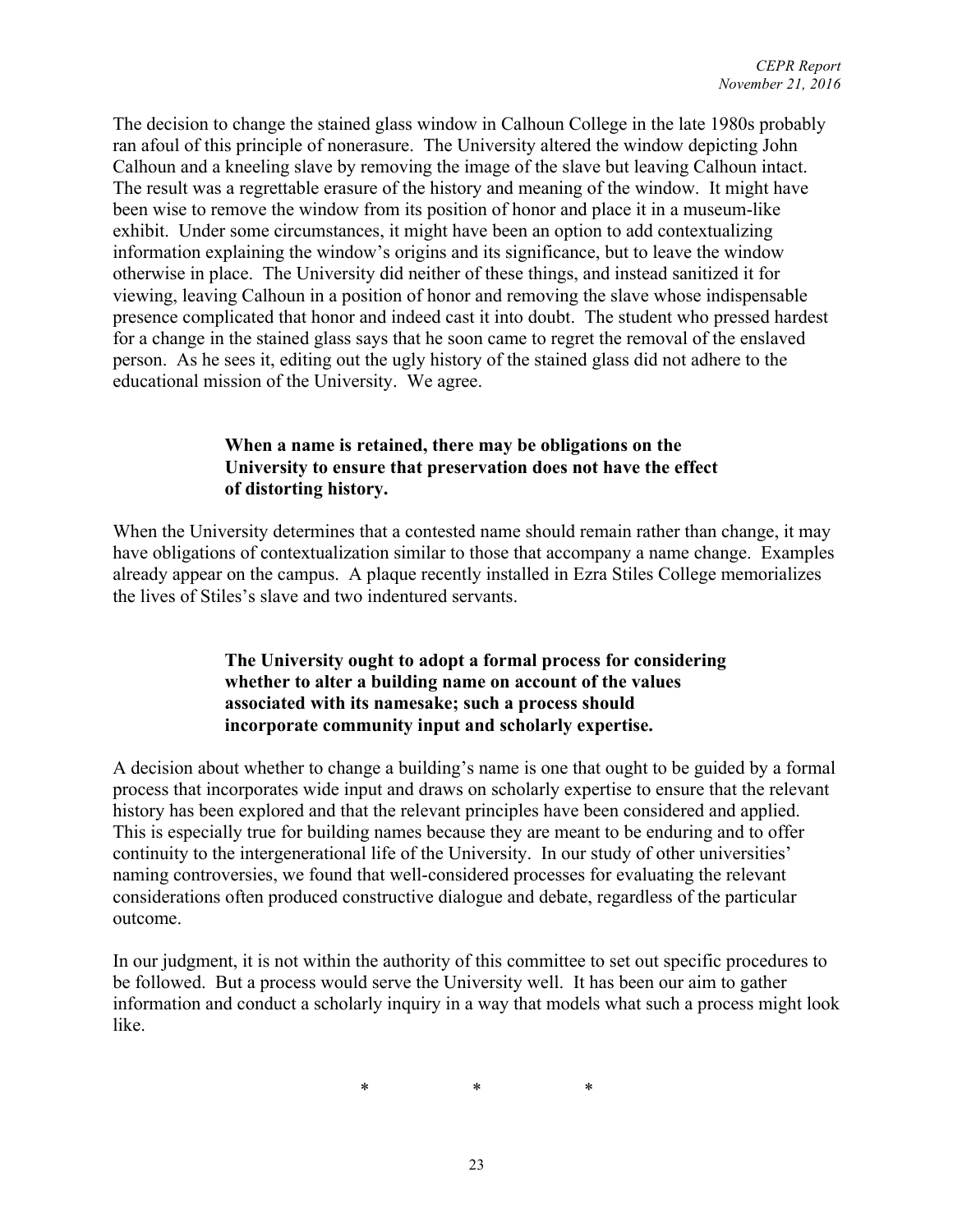The decision to change the stained glass window in Calhoun College in the late 1980s probably ran afoul of this principle of nonerasure. The University altered the window depicting John Calhoun and a kneeling slave by removing the image of the slave but leaving Calhoun intact. The result was a regrettable erasure of the history and meaning of the window. It might have been wise to remove the window from its position of honor and place it in a museum-like exhibit. Under some circumstances, it might have been an option to add contextualizing information explaining the window's origins and its significance, but to leave the window otherwise in place. The University did neither of these things, and instead sanitized it for viewing, leaving Calhoun in a position of honor and removing the slave whose indispensable presence complicated that honor and indeed cast it into doubt. The student who pressed hardest for a change in the stained glass says that he soon came to regret the removal of the enslaved person. As he sees it, editing out the ugly history of the stained glass did not adhere to the educational mission of the University. We agree.

**When a name is retained, there may be obligations on the University to ensure that preservation does not have the effect of distorting history.**

When the University determines that a contested name should remain rather than change, it may have obligations of contextualization similar to those that accompany a name change. Examples already appear on the campus. A plaque recently installed in Ezra Stiles College memorializes the lives of Stiles's slave and two indentured servants.

**The University ought to adopt a formal process for considering whether to alter a building name on account of the values associated with its namesake; such a process should incorporate community input and scholarly expertise.**

A decision about whether to change a building's name is one that ought to be guided by a formal process that incorporates wide input and draws on scholarly expertise to ensure that the relevant history has been explored and that the relevant principles have been considered and applied. This is especially true for building names because they are meant to be enduring and to offer continuity to the intergenerational life of the University. In our study of other universities' naming controversies, we found that well-considered processes for evaluating the relevant considerations often produced constructive dialogue and debate, regardless of the particular outcome.

In our judgment, it is not within the authority of this committee to set out specific procedures to be followed. But a process would serve the University well. It has been our aim to gather information and conduct a scholarly inquiry in a way that models what such a process might look like.

\*   \*   \*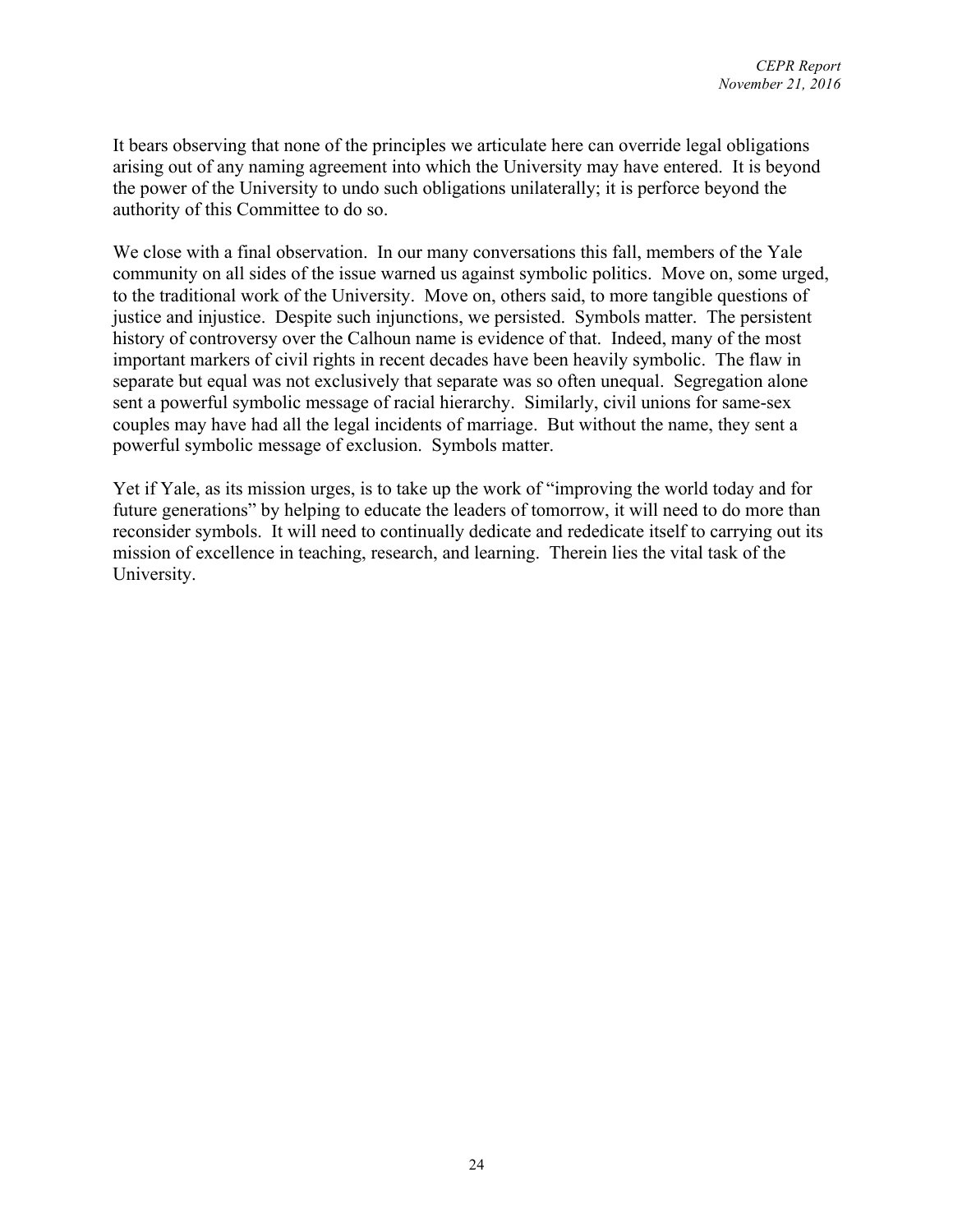It bears observing that none of the principles we articulate here can override legal obligations arising out of any naming agreement into which the University may have entered. It is beyond the power of the University to undo such obligations unilaterally; it is perforce beyond the authority of this Committee to do so.

We close with a final observation. In our many conversations this fall, members of the Yale community on all sides of the issue warned us against symbolic politics. Move on, some urged, to the traditional work of the University. Move on, others said, to more tangible questions of justice and injustice. Despite such injunctions, we persisted. Symbols matter. The persistent history of controversy over the Calhoun name is evidence of that. Indeed, many of the most important markers of civil rights in recent decades have been heavily symbolic. The flaw in separate but equal was not exclusively that separate was so often unequal. Segregation alone sent a powerful symbolic message of racial hierarchy. Similarly, civil unions for same-sex couples may have had all the legal incidents of marriage. But without the name, they sent a powerful symbolic message of exclusion. Symbols matter.

Yet if Yale, as its mission urges, is to take up the work of "improving the world today and for future generations" by helping to educate the leaders of tomorrow, it will need to do more than reconsider symbols. It will need to continually dedicate and rededicate itself to carrying out its mission of excellence in teaching, research, and learning. Therein lies the vital task of the University.